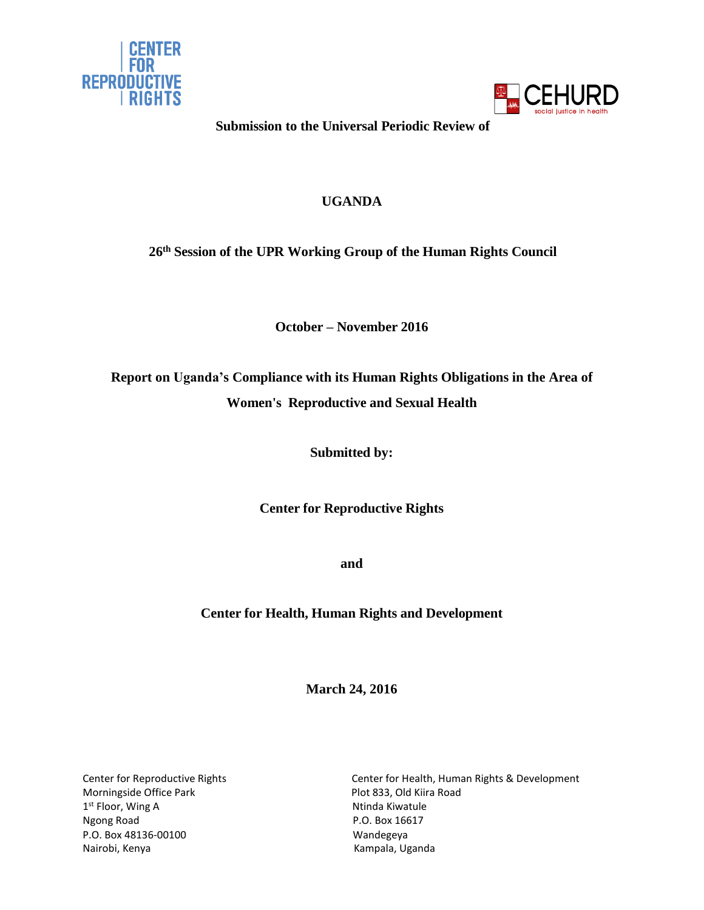CENTER FOR REPRODUCTIVE RIGHTS

CEHURD social justice in health

**Submission to the Universal Periodic Review of**

**UGANDA**

**26th Session of the UPR Working Group of the Human Rights Council**

**October – November 2016**

**Report on Uganda's Compliance with its Human Rights Obligations in the Area of Women's Reproductive and Sexual Health**

**Submitted by:**

**Center for Reproductive Rights**

**and**

**Center for Health, Human Rights and Development**

**March 24, 2016**

Center for Reproductive Rights
Morningside Office Park
1st Floor, Wing A
Ngong Road
P.O. Box 48136-00100
Nairobi, Kenya

Center for Health, Human Rights & Development
Plot 833, Old Kiira Road
Ntinda Kiwatule
P.O. Box 16617
Wandegeya
Kampala, Uganda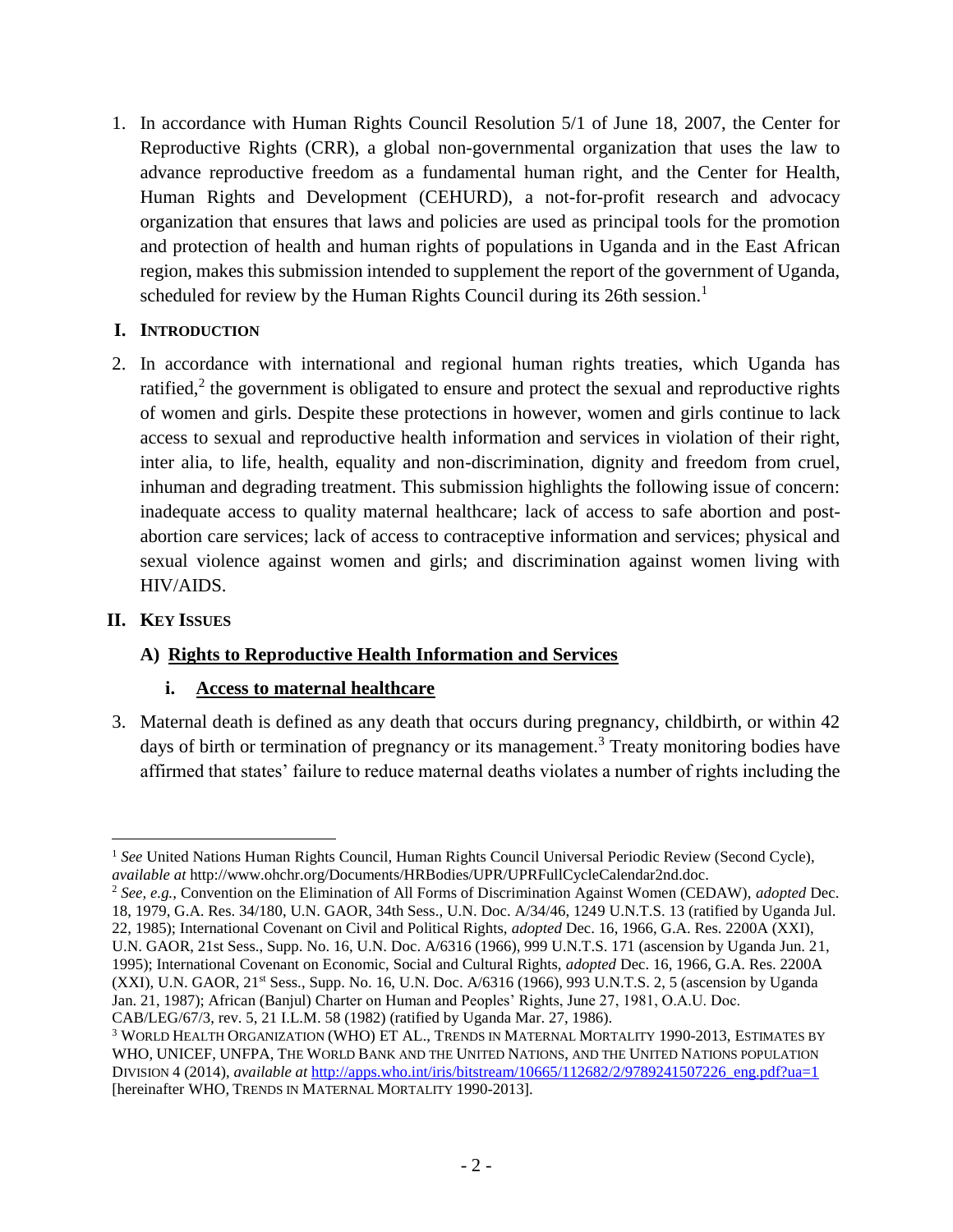1. In accordance with Human Rights Council Resolution 5/1 of June 18, 2007, the Center for Reproductive Rights (CRR), a global non-governmental organization that uses the law to advance reproductive freedom as a fundamental human right, and the Center for Health, Human Rights and Development (CEHURD), a not-for-profit research and advocacy organization that ensures that laws and policies are used as principal tools for the promotion and protection of health and human rights of populations in Uganda and in the East African region, makes this submission intended to supplement the report of the government of Uganda, scheduled for review by the Human Rights Council during its 26th session.[1]

## I. INTRODUCTION

2. In accordance with international and regional human rights treaties, which Uganda has ratified,[2] the government is obligated to ensure and protect the sexual and reproductive rights of women and girls. Despite these protections in however, women and girls continue to lack access to sexual and reproductive health information and services in violation of their right, inter alia, to life, health, equality and non-discrimination, dignity and freedom from cruel, inhuman and degrading treatment. This submission highlights the following issue of concern: inadequate access to quality maternal healthcare; lack of access to safe abortion and post-abortion care services; lack of access to contraceptive information and services; physical and sexual violence against women and girls; and discrimination against women living with HIV/AIDS.

## II. KEY ISSUES

### A) Rights to Reproductive Health Information and Services

#### i. Access to maternal healthcare

3. Maternal death is defined as any death that occurs during pregnancy, childbirth, or within 42 days of birth or termination of pregnancy or its management.[3] Treaty monitoring bodies have affirmed that states' failure to reduce maternal deaths violates a number of rights including the

---

[1] *See* United Nations Human Rights Council, Human Rights Council Universal Periodic Review (Second Cycle), *available at* http://www.ohchr.org/Documents/HRBodies/UPR/UPRFullCycleCalendar2nd.doc.

[2] *See, e.g.*, Convention on the Elimination of All Forms of Discrimination Against Women (CEDAW), *adopted* Dec. 18, 1979, G.A. Res. 34/180, U.N. GAOR, 34th Sess., U.N. Doc. A/34/46, 1249 U.N.T.S. 13 (ratified by Uganda Jul. 22, 1985); International Covenant on Civil and Political Rights, *adopted* Dec. 16, 1966, G.A. Res. 2200A (XXI), U.N. GAOR, 21st Sess., Supp. No. 16, U.N. Doc. A/6316 (1966), 999 U.N.T.S. 171 (ascension by Uganda Jun. 21, 1995); International Covenant on Economic, Social and Cultural Rights, *adopted* Dec. 16, 1966, G.A. Res. 2200A (XXI), U.N. GAOR, 21st Sess., Supp. No. 16, U.N. Doc. A/6316 (1966), 993 U.N.T.S. 2, 5 (ascension by Uganda Jan. 21, 1987); African (Banjul) Charter on Human and Peoples' Rights, June 27, 1981, O.A.U. Doc. CAB/LEG/67/3, rev. 5, 21 I.L.M. 58 (1982) (ratified by Uganda Mar. 27, 1986).

[3] WORLD HEALTH ORGANIZATION (WHO) ET AL., TRENDS IN MATERNAL MORTALITY 1990-2013, ESTIMATES BY WHO, UNICEF, UNFPA, THE WORLD BANK AND THE UNITED NATIONS, AND THE UNITED NATIONS POPULATION DIVISION 4 (2014), *available at* http://apps.who.int/iris/bitstream/10665/112682/2/9789241507226_eng.pdf?ua=1 [hereinafter WHO, TRENDS IN MATERNAL MORTALITY 1990-2013].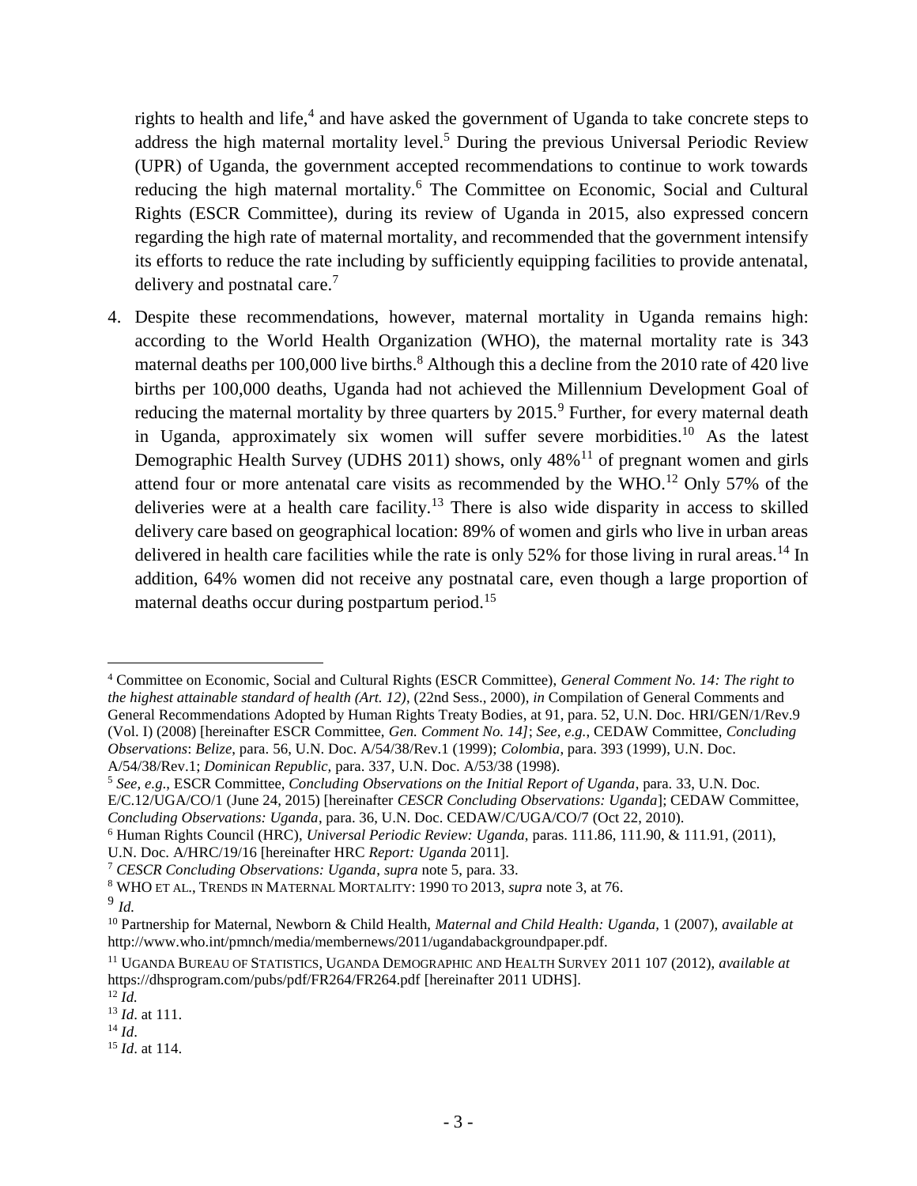rights to health and life,[4] and have asked the government of Uganda to take concrete steps to address the high maternal mortality level.[5] During the previous Universal Periodic Review (UPR) of Uganda, the government accepted recommendations to continue to work towards reducing the high maternal mortality.[6] The Committee on Economic, Social and Cultural Rights (ESCR Committee), during its review of Uganda in 2015, also expressed concern regarding the high rate of maternal mortality, and recommended that the government intensify its efforts to reduce the rate including by sufficiently equipping facilities to provide antenatal, delivery and postnatal care.[7]

4. Despite these recommendations, however, maternal mortality in Uganda remains high: according to the World Health Organization (WHO), the maternal mortality rate is 343 maternal deaths per 100,000 live births.[8] Although this a decline from the 2010 rate of 420 live births per 100,000 deaths, Uganda had not achieved the Millennium Development Goal of reducing the maternal mortality by three quarters by 2015.[9] Further, for every maternal death in Uganda, approximately six women will suffer severe morbidities.[10] As the latest Demographic Health Survey (UDHS 2011) shows, only 48%[11] of pregnant women and girls attend four or more antenatal care visits as recommended by the WHO.[12] Only 57% of the deliveries were at a health care facility.[13] There is also wide disparity in access to skilled delivery care based on geographical location: 89% of women and girls who live in urban areas delivered in health care facilities while the rate is only 52% for those living in rural areas.[14] In addition, 64% women did not receive any postnatal care, even though a large proportion of maternal deaths occur during postpartum period.[15]

---

[4] Committee on Economic, Social and Cultural Rights (ESCR Committee), *General Comment No. 14: The right to the highest attainable standard of health (Art. 12)*, (22nd Sess., 2000), *in* Compilation of General Comments and General Recommendations Adopted by Human Rights Treaty Bodies, at 91, para. 52, U.N. Doc. HRI/GEN/1/Rev.9 (Vol. I) (2008) [hereinafter ESCR Committee, *Gen. Comment No. 14]*; *See, e.g.*, CEDAW Committee, *Concluding Observations*: *Belize*, para. 56, U.N. Doc. A/54/38/Rev.1 (1999); *Colombia*, para. 393 (1999), U.N. Doc. A/54/38/Rev.1; *Dominican Republic*, para. 337, U.N. Doc. A/53/38 (1998).

[5] *See, e.g*., ESCR Committee, *Concluding Observations on the Initial Report of Uganda*, para. 33, U.N. Doc. E/C.12/UGA/CO/1 (June 24, 2015) [hereinafter *CESCR Concluding Observations: Uganda*]; CEDAW Committee, *Concluding Observations: Uganda*, para. 36, U.N. Doc. CEDAW/C/UGA/CO/7 (Oct 22, 2010).

[6] Human Rights Council (HRC), *Universal Periodic Review: Uganda*, paras. 111.86, 111.90, & 111.91, (2011), U.N. Doc. A/HRC/19/16 [hereinafter HRC *Report: Uganda* 2011].

[7] *CESCR Concluding Observations: Uganda*, *supra* note 5, para. 33.

[8] WHO ET AL., TRENDS IN MATERNAL MORTALITY: 1990 TO 2013, *supra* note 3, at 76.

[9] *Id.*

[10] Partnership for Maternal, Newborn & Child Health, *Maternal and Child Health: Uganda*, 1 (2007), *available at* http://www.who.int/pmnch/media/membernews/2011/ugandabackgroundpaper.pdf.

[11] UGANDA BUREAU OF STATISTICS, UGANDA DEMOGRAPHIC AND HEALTH SURVEY 2011 107 (2012), *available at* https://dhsprogram.com/pubs/pdf/FR264/FR264.pdf [hereinafter 2011 UDHS].

[12] *Id.*

[13] *Id*. at 111.

[14] *Id*.

[15] *Id*. at 114.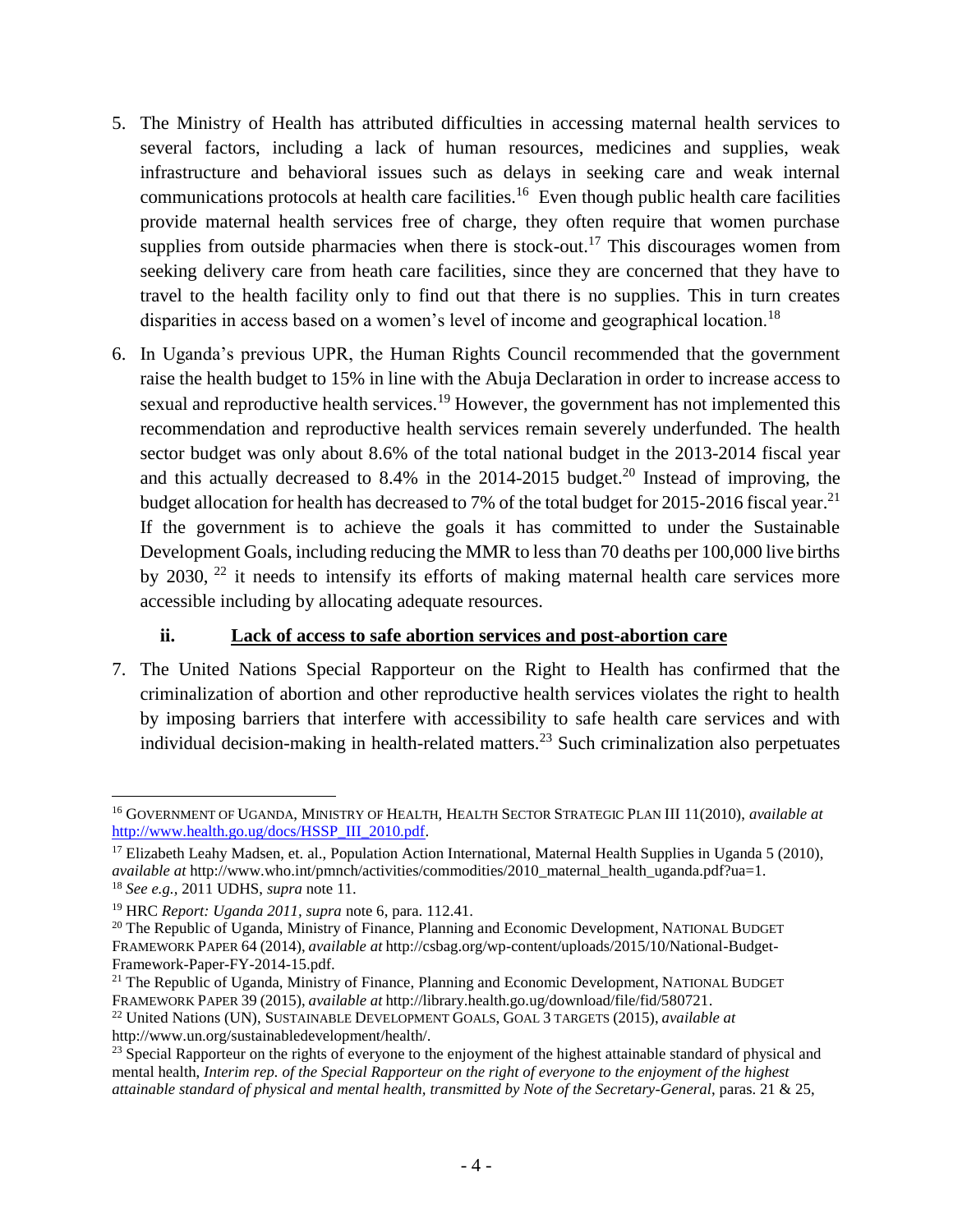5. The Ministry of Health has attributed difficulties in accessing maternal health services to several factors, including a lack of human resources, medicines and supplies, weak infrastructure and behavioral issues such as delays in seeking care and weak internal communications protocols at health care facilities.[16] Even though public health care facilities provide maternal health services free of charge, they often require that women purchase supplies from outside pharmacies when there is stock-out.[17] This discourages women from seeking delivery care from heath care facilities, since they are concerned that they have to travel to the health facility only to find out that there is no supplies. This in turn creates disparities in access based on a women's level of income and geographical location.[18]

6. In Uganda's previous UPR, the Human Rights Council recommended that the government raise the health budget to 15% in line with the Abuja Declaration in order to increase access to sexual and reproductive health services.[19] However, the government has not implemented this recommendation and reproductive health services remain severely underfunded. The health sector budget was only about 8.6% of the total national budget in the 2013-2014 fiscal year and this actually decreased to 8.4% in the 2014-2015 budget.[20] Instead of improving, the budget allocation for health has decreased to 7% of the total budget for 2015-2016 fiscal year.[21] If the government is to achieve the goals it has committed to under the Sustainable Development Goals, including reducing the MMR to less than 70 deaths per 100,000 live births by 2030, [22] it needs to intensify its efforts of making maternal health care services more accessible including by allocating adequate resources.

### ii. Lack of access to safe abortion services and post-abortion care

7. The United Nations Special Rapporteur on the Right to Health has confirmed that the criminalization of abortion and other reproductive health services violates the right to health by imposing barriers that interfere with accessibility to safe health care services and with individual decision-making in health-related matters.[23] Such criminalization also perpetuates

---

[16] GOVERNMENT OF UGANDA, MINISTRY OF HEALTH, HEALTH SECTOR STRATEGIC PLAN III 11(2010), *available at* http://www.health.go.ug/docs/HSSP_III_2010.pdf.

[17] Elizabeth Leahy Madsen, et. al., Population Action International, Maternal Health Supplies in Uganda 5 (2010), *available at* http://www.who.int/pmnch/activities/commodities/2010_maternal_health_uganda.pdf?ua=1.

[18] *See e.g.,* 2011 UDHS, *supra* note 11.

[19] HRC *Report: Uganda 2011*, *supra* note 6, para. 112.41.

[20] The Republic of Uganda, Ministry of Finance, Planning and Economic Development, NATIONAL BUDGET FRAMEWORK PAPER 64 (2014), *available at* http://csbag.org/wp-content/uploads/2015/10/National-Budget-Framework-Paper-FY-2014-15.pdf.

[21] The Republic of Uganda, Ministry of Finance, Planning and Economic Development, NATIONAL BUDGET FRAMEWORK PAPER 39 (2015), *available at* http://library.health.go.ug/download/file/fid/580721.

[22] United Nations (UN), SUSTAINABLE DEVELOPMENT GOALS, GOAL 3 TARGETS (2015), *available at* http://www.un.org/sustainabledevelopment/health/.

[23] Special Rapporteur on the rights of everyone to the enjoyment of the highest attainable standard of physical and mental health, *Interim rep. of the Special Rapporteur on the right of everyone to the enjoyment of the highest attainable standard of physical and mental health, transmitted by Note of the Secretary-General*, paras. 21 & 25,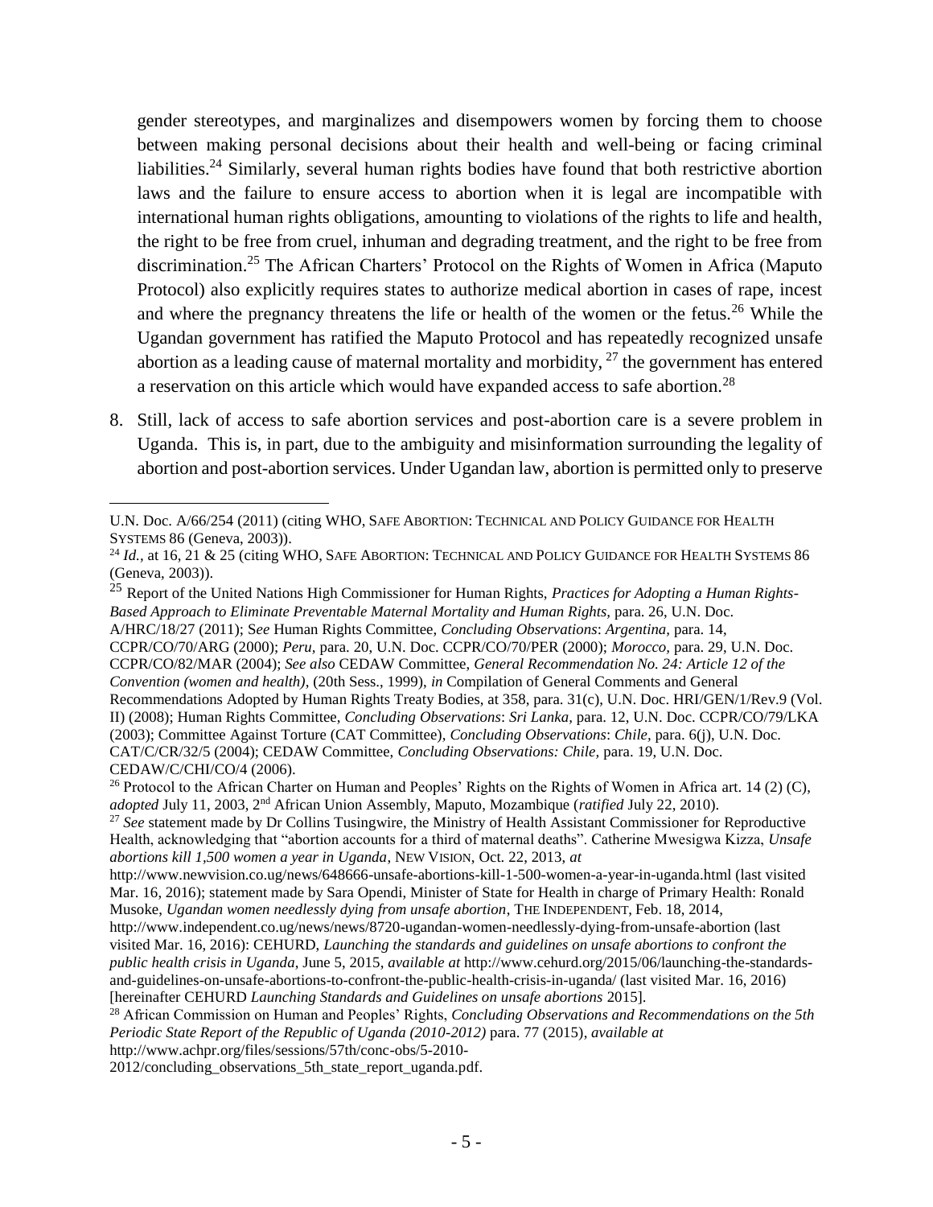gender stereotypes, and marginalizes and disempowers women by forcing them to choose between making personal decisions about their health and well-being or facing criminal liabilities.[24] Similarly, several human rights bodies have found that both restrictive abortion laws and the failure to ensure access to abortion when it is legal are incompatible with international human rights obligations, amounting to violations of the rights to life and health, the right to be free from cruel, inhuman and degrading treatment, and the right to be free from discrimination.[25] The African Charters' Protocol on the Rights of Women in Africa (Maputo Protocol) also explicitly requires states to authorize medical abortion in cases of rape, incest and where the pregnancy threatens the life or health of the women or the fetus.[26] While the Ugandan government has ratified the Maputo Protocol and has repeatedly recognized unsafe abortion as a leading cause of maternal mortality and morbidity, [27] the government has entered a reservation on this article which would have expanded access to safe abortion.[28]

8. Still, lack of access to safe abortion services and post-abortion care is a severe problem in Uganda. This is, in part, due to the ambiguity and misinformation surrounding the legality of abortion and post-abortion services. Under Ugandan law, abortion is permitted only to preserve

---

U.N. Doc. A/66/254 (2011) (citing WHO, SAFE ABORTION: TECHNICAL AND POLICY GUIDANCE FOR HEALTH SYSTEMS 86 (Geneva, 2003)).

[24] *Id.*, at 16, 21 & 25 (citing WHO, SAFE ABORTION: TECHNICAL AND POLICY GUIDANCE FOR HEALTH SYSTEMS 86 (Geneva, 2003)).

[25] Report of the United Nations High Commissioner for Human Rights, *Practices for Adopting a Human Rights-Based Approach to Eliminate Preventable Maternal Mortality and Human Rights,* para. 26, U.N. Doc. A/HRC/18/27 (2011); S*ee* Human Rights Committee, *Concluding Observations*: *Argentina,* para. 14, CCPR/CO/70/ARG (2000); *Peru,* para. 20, U.N. Doc. CCPR/CO/70/PER (2000); *Morocco,* para. 29, U.N. Doc. CCPR/CO/82/MAR (2004); *See also* CEDAW Committee, *General Recommendation No. 24: Article 12 of the Convention (women and health)*, (20th Sess., 1999), *in* Compilation of General Comments and General Recommendations Adopted by Human Rights Treaty Bodies, at 358, para. 31(c), U.N. Doc. HRI/GEN/1/Rev.9 (Vol. II) (2008); Human Rights Committee, *Concluding Observations*: *Sri Lanka,* para. 12, U.N. Doc. CCPR/CO/79/LKA (2003); Committee Against Torture (CAT Committee), *Concluding Observations*: *Chile,* para. 6(j), U.N. Doc. CAT/C/CR/32/5 (2004); CEDAW Committee, *Concluding Observations: Chile,* para. 19, U.N. Doc. CEDAW/C/CHI/CO/4 (2006).

[26] Protocol to the African Charter on Human and Peoples' Rights on the Rights of Women in Africa art. 14 (2) (C), *adopted* July 11, 2003, 2nd African Union Assembly, Maputo, Mozambique (*ratified* July 22, 2010).

[27] *See* statement made by Dr Collins Tusingwire, the Ministry of Health Assistant Commissioner for Reproductive Health, acknowledging that "abortion accounts for a third of maternal deaths". Catherine Mwesigwa Kizza, *Unsafe abortions kill 1,500 women a year in Uganda*, NEW VISION, Oct. 22, 2013, *at* http://www.newvision.co.ug/news/648666-unsafe-abortions-kill-1-500-women-a-year-in-uganda.html (last visited Mar. 16, 2016); statement made by Sara Opendi, Minister of State for Health in charge of Primary Health: Ronald Musoke, *Ugandan women needlessly dying from unsafe abortion*, THE INDEPENDENT, Feb. 18, 2014, http://www.independent.co.ug/news/news/8720-ugandan-women-needlessly-dying-from-unsafe-abortion (last visited Mar. 16, 2016): CEHURD, *Launching the standards and guidelines on unsafe abortions to confront the public health crisis in Uganda*, June 5, 2015, *available at* http://www.cehurd.org/2015/06/launching-the-standards-and-guidelines-on-unsafe-abortions-to-confront-the-public-health-crisis-in-uganda/ (last visited Mar. 16, 2016) [hereinafter CEHURD *Launching Standards and Guidelines on unsafe abortions* 2015].

[28] African Commission on Human and Peoples' Rights, *Concluding Observations and Recommendations on the 5th Periodic State Report of the Republic of Uganda (2010-2012)* para. 77 (2015), *available at* http://www.achpr.org/files/sessions/57th/conc-obs/5-2010-2012/concluding_observations_5th_state_report_uganda.pdf.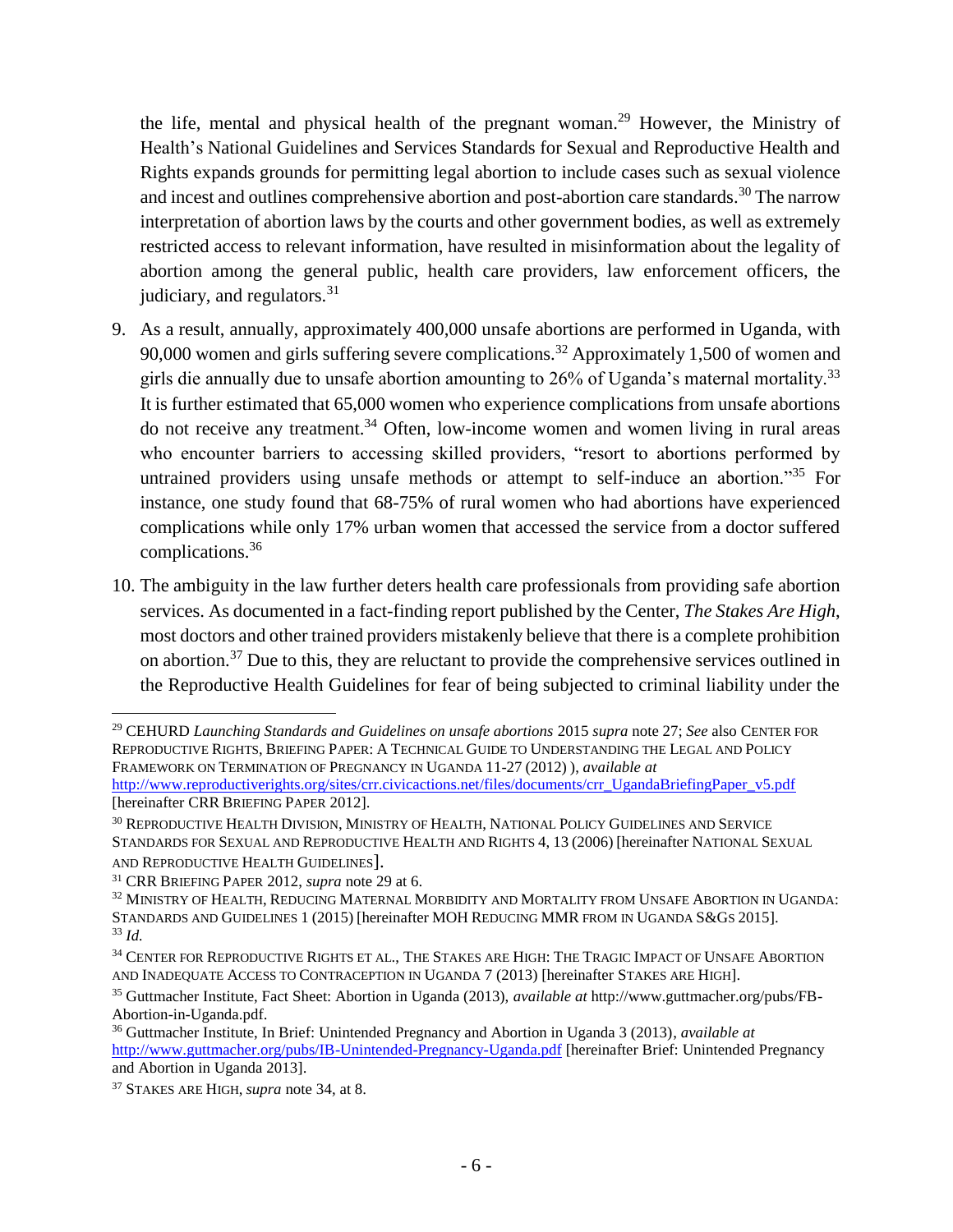the life, mental and physical health of the pregnant woman.[29] However, the Ministry of Health's National Guidelines and Services Standards for Sexual and Reproductive Health and Rights expands grounds for permitting legal abortion to include cases such as sexual violence and incest and outlines comprehensive abortion and post-abortion care standards.[30] The narrow interpretation of abortion laws by the courts and other government bodies, as well as extremely restricted access to relevant information, have resulted in misinformation about the legality of abortion among the general public, health care providers, law enforcement officers, the judiciary, and regulators.[31]

9. As a result, annually, approximately 400,000 unsafe abortions are performed in Uganda, with 90,000 women and girls suffering severe complications.[32] Approximately 1,500 of women and girls die annually due to unsafe abortion amounting to 26% of Uganda's maternal mortality.[33] It is further estimated that 65,000 women who experience complications from unsafe abortions do not receive any treatment.[34] Often, low-income women and women living in rural areas who encounter barriers to accessing skilled providers, "resort to abortions performed by untrained providers using unsafe methods or attempt to self-induce an abortion."[35] For instance, one study found that 68-75% of rural women who had abortions have experienced complications while only 17% urban women that accessed the service from a doctor suffered complications.[36]

10. The ambiguity in the law further deters health care professionals from providing safe abortion services. As documented in a fact-finding report published by the Center, *The Stakes Are High*, most doctors and other trained providers mistakenly believe that there is a complete prohibition on abortion.[37] Due to this, they are reluctant to provide the comprehensive services outlined in the Reproductive Health Guidelines for fear of being subjected to criminal liability under the

---

[29] CEHURD *Launching Standards and Guidelines on unsafe abortions* 2015 *supra* note 27; *See* also CENTER FOR REPRODUCTIVE RIGHTS, BRIEFING PAPER: A TECHNICAL GUIDE TO UNDERSTANDING THE LEGAL AND POLICY FRAMEWORK ON TERMINATION OF PREGNANCY IN UGANDA 11-27 (2012) ), *available at* http://www.reproductiverights.org/sites/crr.civicactions.net/files/documents/crr_UgandaBriefingPaper_v5.pdf [hereinafter CRR BRIEFING PAPER 2012].

[30] REPRODUCTIVE HEALTH DIVISION, MINISTRY OF HEALTH, NATIONAL POLICY GUIDELINES AND SERVICE STANDARDS FOR SEXUAL AND REPRODUCTIVE HEALTH AND RIGHTS 4, 13 (2006) [hereinafter NATIONAL SEXUAL AND REPRODUCTIVE HEALTH GUIDELINES].

[31] CRR BRIEFING PAPER 2012, *supra* note 29 at 6.

[32] MINISTRY OF HEALTH, REDUCING MATERNAL MORBIDITY AND MORTALITY FROM UNSAFE ABORTION IN UGANDA: STANDARDS AND GUIDELINES 1 (2015) [hereinafter MOH REDUCING MMR FROM IN UGANDA S&GS 2015].

[33] *Id.*

[34] CENTER FOR REPRODUCTIVE RIGHTS ET AL., THE STAKES ARE HIGH: THE TRAGIC IMPACT OF UNSAFE ABORTION AND INADEQUATE ACCESS TO CONTRACEPTION IN UGANDA 7 (2013) [hereinafter STAKES ARE HIGH].

[35] Guttmacher Institute, Fact Sheet: Abortion in Uganda (2013), *available at* http://www.guttmacher.org/pubs/FB-Abortion-in-Uganda.pdf.

[36] Guttmacher Institute, In Brief: Unintended Pregnancy and Abortion in Uganda 3 (2013), *available at* http://www.guttmacher.org/pubs/IB-Unintended-Pregnancy-Uganda.pdf [hereinafter Brief: Unintended Pregnancy and Abortion in Uganda 2013].

[37] STAKES ARE HIGH, *supra* note 34, at 8.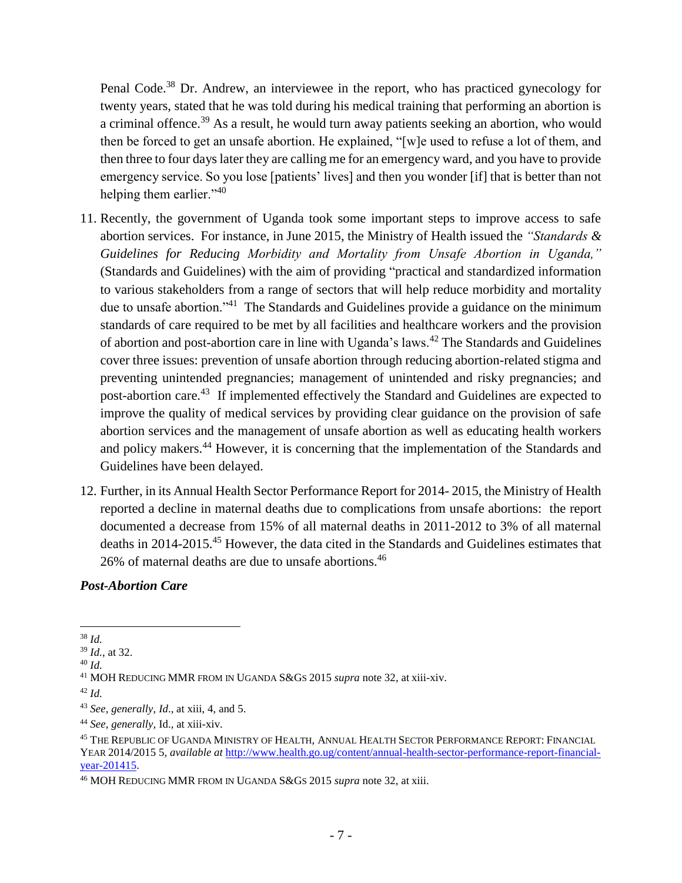Penal Code.[38] Dr. Andrew, an interviewee in the report, who has practiced gynecology for twenty years, stated that he was told during his medical training that performing an abortion is a criminal offence.[39] As a result, he would turn away patients seeking an abortion, who would then be forced to get an unsafe abortion. He explained, "[w]e used to refuse a lot of them, and then three to four days later they are calling me for an emergency ward, and you have to provide emergency service. So you lose [patients' lives] and then you wonder [if] that is better than not helping them earlier."[40]

11. Recently, the government of Uganda took some important steps to improve access to safe abortion services. For instance, in June 2015, the Ministry of Health issued the *"Standards & Guidelines for Reducing Morbidity and Mortality from Unsafe Abortion in Uganda,"* (Standards and Guidelines) with the aim of providing "practical and standardized information to various stakeholders from a range of sectors that will help reduce morbidity and mortality due to unsafe abortion."[41] The Standards and Guidelines provide a guidance on the minimum standards of care required to be met by all facilities and healthcare workers and the provision of abortion and post-abortion care in line with Uganda's laws.[42] The Standards and Guidelines cover three issues: prevention of unsafe abortion through reducing abortion-related stigma and preventing unintended pregnancies; management of unintended and risky pregnancies; and post-abortion care.[43] If implemented effectively the Standard and Guidelines are expected to improve the quality of medical services by providing clear guidance on the provision of safe abortion services and the management of unsafe abortion as well as educating health workers and policy makers.[44] However, it is concerning that the implementation of the Standards and Guidelines have been delayed.

12. Further, in its Annual Health Sector Performance Report for 2014- 2015, the Ministry of Health reported a decline in maternal deaths due to complications from unsafe abortions: the report documented a decrease from 15% of all maternal deaths in 2011-2012 to 3% of all maternal deaths in 2014-2015.[45] However, the data cited in the Standards and Guidelines estimates that 26% of maternal deaths are due to unsafe abortions.[46]

***Post-Abortion Care***

---

[38] *Id.*

[39] *Id.*, at 32.

[40] *Id.*

[41] MOH REDUCING MMR FROM IN UGANDA S&GS 2015 *supra* note 32, at xiii-xiv.

[42] *Id.*

[43] *See, generally, Id.*, at xiii, 4, and 5.

[44] *See, generally,* Id., at xiii-xiv.

[45] THE REPUBLIC OF UGANDA MINISTRY OF HEALTH, ANNUAL HEALTH SECTOR PERFORMANCE REPORT: FINANCIAL YEAR 2014/2015 5, *available at* http://www.health.go.ug/content/annual-health-sector-performance-report-financial-year-201415.

[46] MOH REDUCING MMR FROM IN UGANDA S&GS 2015 *supra* note 32, at xiii.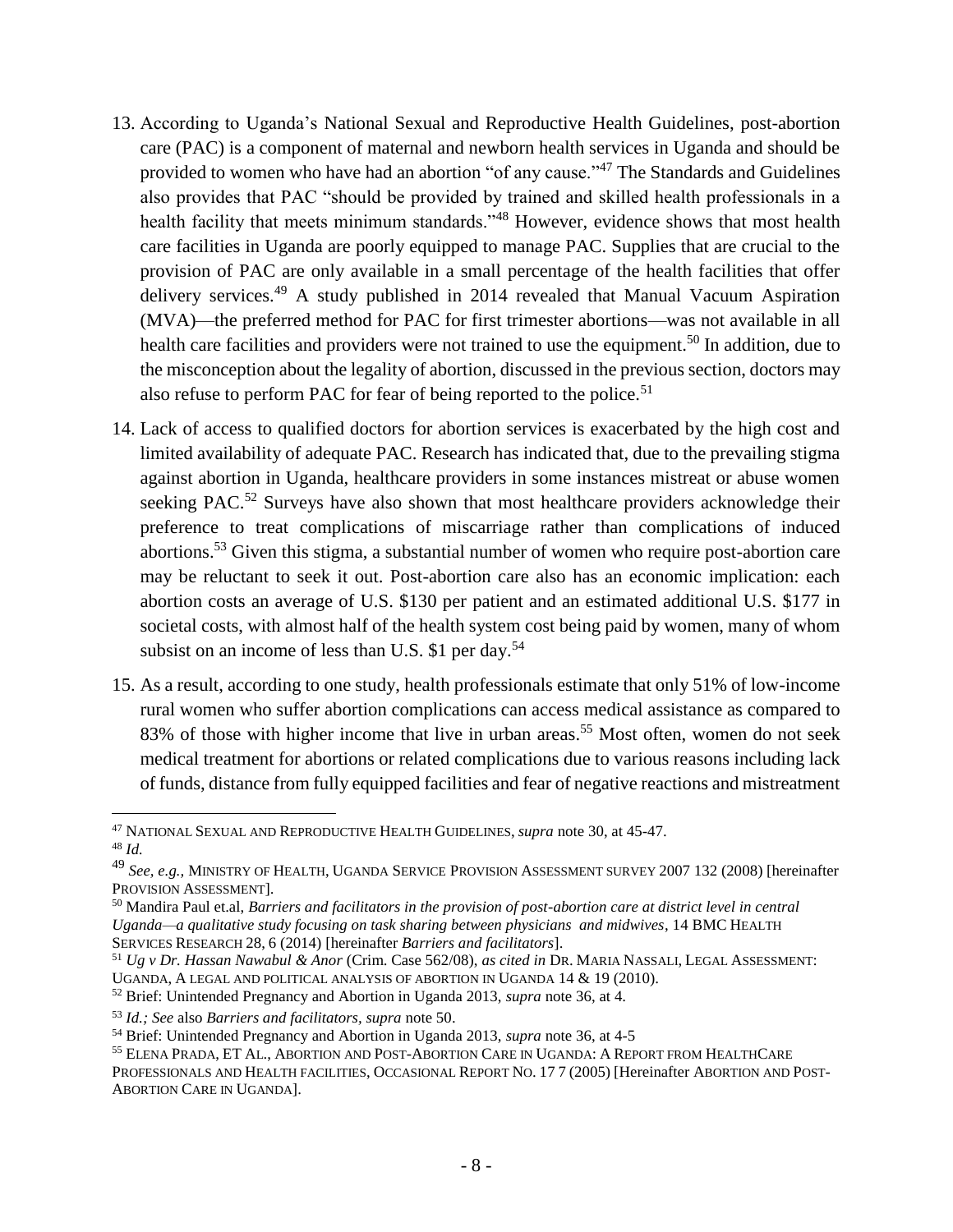13. According to Uganda's National Sexual and Reproductive Health Guidelines, post-abortion care (PAC) is a component of maternal and newborn health services in Uganda and should be provided to women who have had an abortion "of any cause."[47] The Standards and Guidelines also provides that PAC "should be provided by trained and skilled health professionals in a health facility that meets minimum standards."[48] However, evidence shows that most health care facilities in Uganda are poorly equipped to manage PAC. Supplies that are crucial to the provision of PAC are only available in a small percentage of the health facilities that offer delivery services.[49] A study published in 2014 revealed that Manual Vacuum Aspiration (MVA)—the preferred method for PAC for first trimester abortions—was not available in all health care facilities and providers were not trained to use the equipment.[50] In addition, due to the misconception about the legality of abortion, discussed in the previous section, doctors may also refuse to perform PAC for fear of being reported to the police.[51]

14. Lack of access to qualified doctors for abortion services is exacerbated by the high cost and limited availability of adequate PAC. Research has indicated that, due to the prevailing stigma against abortion in Uganda, healthcare providers in some instances mistreat or abuse women seeking PAC.[52] Surveys have also shown that most healthcare providers acknowledge their preference to treat complications of miscarriage rather than complications of induced abortions.[53] Given this stigma, a substantial number of women who require post-abortion care may be reluctant to seek it out. Post-abortion care also has an economic implication: each abortion costs an average of U.S. $130 per patient and an estimated additional U.S. $177 in societal costs, with almost half of the health system cost being paid by women, many of whom subsist on an income of less than U.S. $1 per day.[54]

15. As a result, according to one study, health professionals estimate that only 51% of low-income rural women who suffer abortion complications can access medical assistance as compared to 83% of those with higher income that live in urban areas.[55] Most often, women do not seek medical treatment for abortions or related complications due to various reasons including lack of funds, distance from fully equipped facilities and fear of negative reactions and mistreatment

---

[47] NATIONAL SEXUAL AND REPRODUCTIVE HEALTH GUIDELINES, *supra* note 30, at 45-47.

[48] *Id.*

[49] *See, e.g.,* MINISTRY OF HEALTH, UGANDA SERVICE PROVISION ASSESSMENT SURVEY 2007 132 (2008) [hereinafter PROVISION ASSESSMENT].

[50] Mandira Paul et.al, *Barriers and facilitators in the provision of post-abortion care at district level in central Uganda—a qualitative study focusing on task sharing between physicians and midwives*, 14 BMC HEALTH SERVICES RESEARCH 28, 6 (2014) [hereinafter *Barriers and facilitators*].

[51] *Ug v Dr. Hassan Nawabul & Anor* (Crim. Case 562/08), *as cited in* DR. MARIA NASSALI, LEGAL ASSESSMENT: UGANDA, A LEGAL AND POLITICAL ANALYSIS OF ABORTION IN UGANDA 14 & 19 (2010).

[52] Brief: Unintended Pregnancy and Abortion in Uganda 2013, *supra* note 36, at 4.

[53] *Id.; See* also *Barriers and facilitators*, *supra* note 50.

[54] Brief: Unintended Pregnancy and Abortion in Uganda 2013, *supra* note 36, at 4-5

[55] ELENA PRADA, ET AL., ABORTION AND POST-ABORTION CARE IN UGANDA: A REPORT FROM HEALTHCARE PROFESSIONALS AND HEALTH FACILITIES, OCCASIONAL REPORT NO. 17 7 (2005) [Hereinafter ABORTION AND POST-ABORTION CARE IN UGANDA].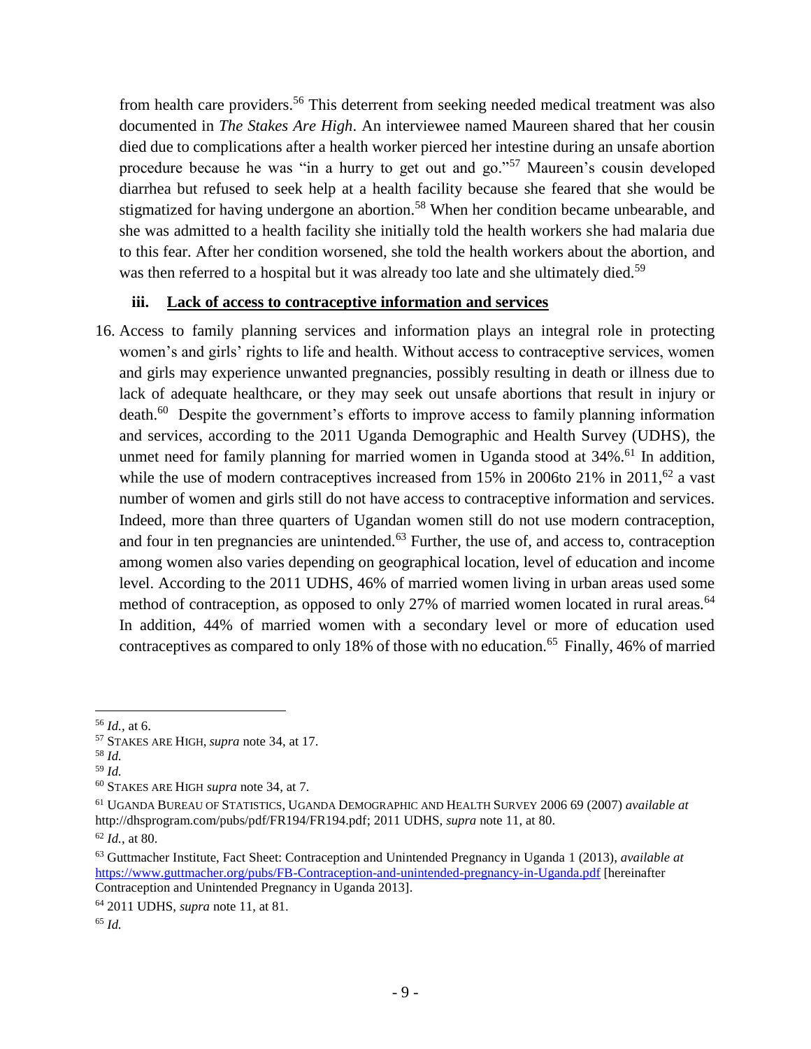from health care providers.[56] This deterrent from seeking needed medical treatment was also documented in *The Stakes Are High*. An interviewee named Maureen shared that her cousin died due to complications after a health worker pierced her intestine during an unsafe abortion procedure because he was "in a hurry to get out and go."[57] Maureen's cousin developed diarrhea but refused to seek help at a health facility because she feared that she would be stigmatized for having undergone an abortion.[58] When her condition became unbearable, and she was admitted to a health facility she initially told the health workers she had malaria due to this fear. After her condition worsened, she told the health workers about the abortion, and was then referred to a hospital but it was already too late and she ultimately died.[59]

### iii. Lack of access to contraceptive information and services

16. Access to family planning services and information plays an integral role in protecting women's and girls' rights to life and health. Without access to contraceptive services, women and girls may experience unwanted pregnancies, possibly resulting in death or illness due to lack of adequate healthcare, or they may seek out unsafe abortions that result in injury or death.[60] Despite the government's efforts to improve access to family planning information and services, according to the 2011 Uganda Demographic and Health Survey (UDHS), the unmet need for family planning for married women in Uganda stood at 34%.[61] In addition, while the use of modern contraceptives increased from 15% in 2006to 21% in 2011,[62] a vast number of women and girls still do not have access to contraceptive information and services. Indeed, more than three quarters of Ugandan women still do not use modern contraception, and four in ten pregnancies are unintended.[63] Further, the use of, and access to, contraception among women also varies depending on geographical location, level of education and income level. According to the 2011 UDHS, 46% of married women living in urban areas used some method of contraception, as opposed to only 27% of married women located in rural areas.[64] In addition, 44% of married women with a secondary level or more of education used contraceptives as compared to only 18% of those with no education.[65] Finally, 46% of married

---

[56] *Id.*, at 6.

[57] STAKES ARE HIGH, *supra* note 34, at 17.

[58] *Id.*

[59] *Id.*

[60] STAKES ARE HIGH *supra* note 34, at 7.

[61] UGANDA BUREAU OF STATISTICS, UGANDA DEMOGRAPHIC AND HEALTH SURVEY 2006 69 (2007) *available at* http://dhsprogram.com/pubs/pdf/FR194/FR194.pdf; 2011 UDHS, *supra* note 11, at 80.

[62] *Id.*, at 80.

[63] Guttmacher Institute, Fact Sheet: Contraception and Unintended Pregnancy in Uganda 1 (2013), *available at* https://www.guttmacher.org/pubs/FB-Contraception-and-unintended-pregnancy-in-Uganda.pdf [hereinafter Contraception and Unintended Pregnancy in Uganda 2013].

[64] 2011 UDHS, *supra* note 11, at 81.

[65] *Id.*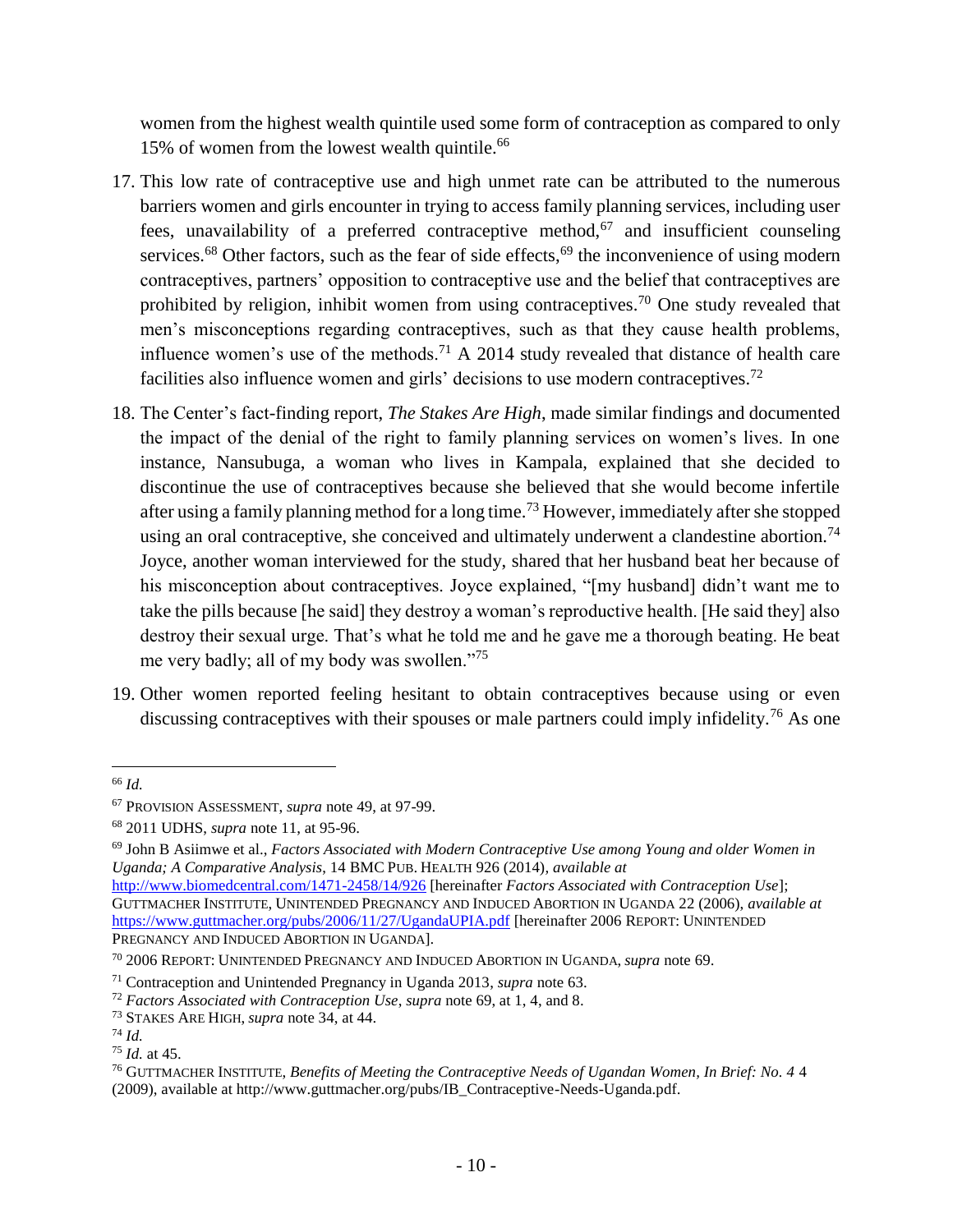women from the highest wealth quintile used some form of contraception as compared to only 15% of women from the lowest wealth quintile.[66]

17. This low rate of contraceptive use and high unmet rate can be attributed to the numerous barriers women and girls encounter in trying to access family planning services, including user fees, unavailability of a preferred contraceptive method,[67] and insufficient counseling services.[68] Other factors, such as the fear of side effects,[69] the inconvenience of using modern contraceptives, partners' opposition to contraceptive use and the belief that contraceptives are prohibited by religion, inhibit women from using contraceptives.[70] One study revealed that men's misconceptions regarding contraceptives, such as that they cause health problems, influence women's use of the methods.[71] A 2014 study revealed that distance of health care facilities also influence women and girls' decisions to use modern contraceptives.[72]

18. The Center's fact-finding report, *The Stakes Are High*, made similar findings and documented the impact of the denial of the right to family planning services on women's lives. In one instance, Nansubuga, a woman who lives in Kampala, explained that she decided to discontinue the use of contraceptives because she believed that she would become infertile after using a family planning method for a long time.[73] However, immediately after she stopped using an oral contraceptive, she conceived and ultimately underwent a clandestine abortion.[74] Joyce, another woman interviewed for the study, shared that her husband beat her because of his misconception about contraceptives. Joyce explained, "[my husband] didn't want me to take the pills because [he said] they destroy a woman's reproductive health. [He said they] also destroy their sexual urge. That's what he told me and he gave me a thorough beating. He beat me very badly; all of my body was swollen."[75]

19. Other women reported feeling hesitant to obtain contraceptives because using or even discussing contraceptives with their spouses or male partners could imply infidelity.[76] As one

---

[66] *Id.*

[67] PROVISION ASSESSMENT, *supra* note 49, at 97-99.

[68] 2011 UDHS, *supra* note 11, at 95-96.

[69] John B Asiimwe et al., *Factors Associated with Modern Contraceptive Use among Young and older Women in Uganda; A Comparative Analysis*, 14 BMC PUB. HEALTH 926 (2014), *available at* http://www.biomedcentral.com/1471-2458/14/926 [hereinafter *Factors Associated with Contraception Use*]; GUTTMACHER INSTITUTE, UNINTENDED PREGNANCY AND INDUCED ABORTION IN UGANDA 22 (2006), *available at* https://www.guttmacher.org/pubs/2006/11/27/UgandaUPIA.pdf [hereinafter 2006 REPORT: UNINTENDED PREGNANCY AND INDUCED ABORTION IN UGANDA].

[70] 2006 REPORT: UNINTENDED PREGNANCY AND INDUCED ABORTION IN UGANDA, *supra* note 69.

[71] Contraception and Unintended Pregnancy in Uganda 2013, *supra* note 63.

[72] *Factors Associated with Contraception Use*, *supra* note 69, at 1, 4, and 8.

[73] STAKES ARE HIGH, *supra* note 34, at 44.

[74] *Id.*

[75] *Id.* at 45.

[76] GUTTMACHER INSTITUTE, *Benefits of Meeting the Contraceptive Needs of Ugandan Women, In Brief: No. 4* 4 (2009), available at http://www.guttmacher.org/pubs/IB_Contraceptive-Needs-Uganda.pdf.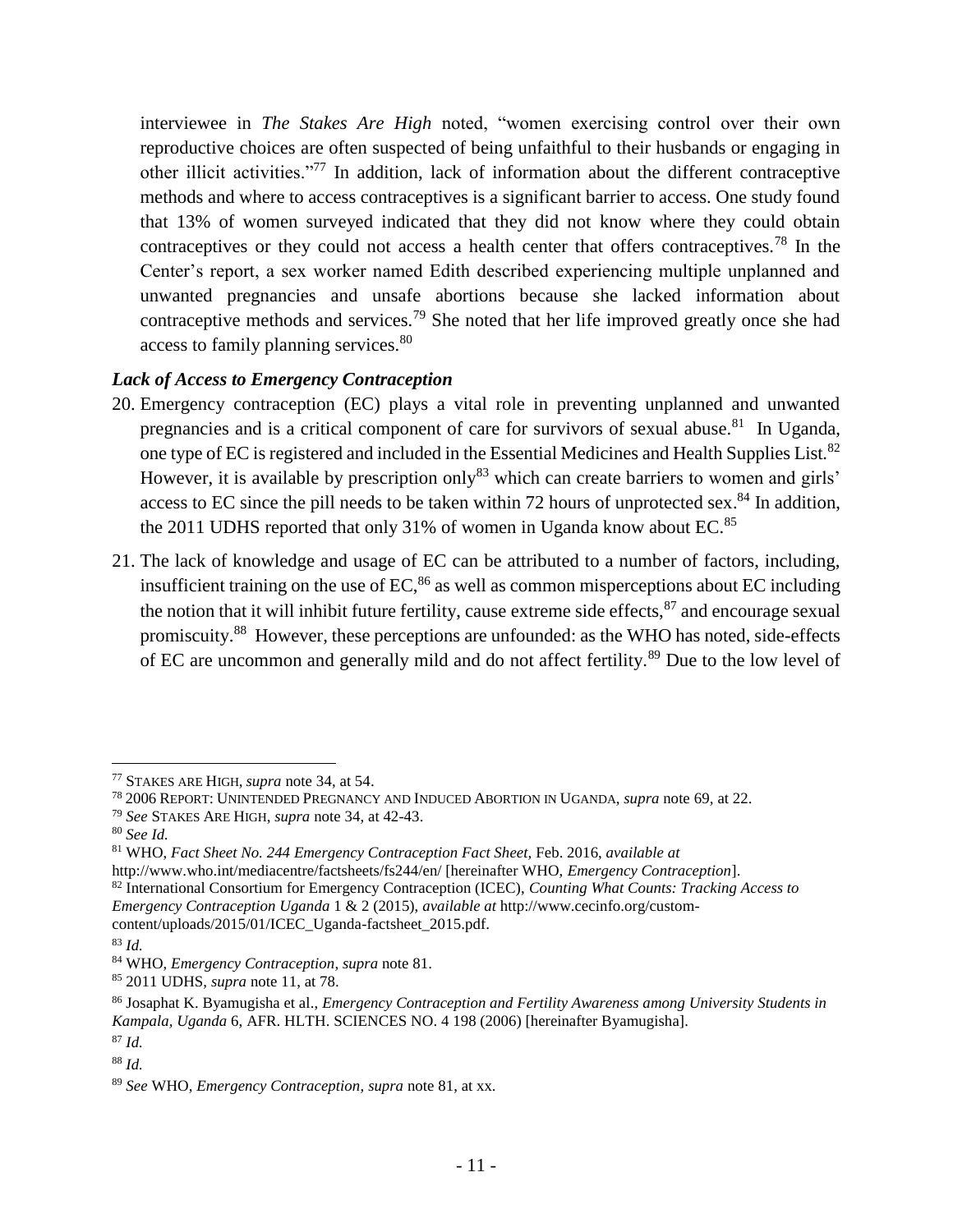interviewee in *The Stakes Are High* noted, "women exercising control over their own reproductive choices are often suspected of being unfaithful to their husbands or engaging in other illicit activities."[77] In addition, lack of information about the different contraceptive methods and where to access contraceptives is a significant barrier to access. One study found that 13% of women surveyed indicated that they did not know where they could obtain contraceptives or they could not access a health center that offers contraceptives.[78] In the Center's report, a sex worker named Edith described experiencing multiple unplanned and unwanted pregnancies and unsafe abortions because she lacked information about contraceptive methods and services.[79] She noted that her life improved greatly once she had access to family planning services.[80]

***Lack of Access to Emergency Contraception***

20. Emergency contraception (EC) plays a vital role in preventing unplanned and unwanted pregnancies and is a critical component of care for survivors of sexual abuse.[81] In Uganda, one type of EC is registered and included in the Essential Medicines and Health Supplies List.[82] However, it is available by prescription only[83] which can create barriers to women and girls' access to EC since the pill needs to be taken within 72 hours of unprotected sex.[84] In addition, the 2011 UDHS reported that only 31% of women in Uganda know about EC.[85]

21. The lack of knowledge and usage of EC can be attributed to a number of factors, including, insufficient training on the use of EC,[86] as well as common misperceptions about EC including the notion that it will inhibit future fertility, cause extreme side effects,[87] and encourage sexual promiscuity.[88] However, these perceptions are unfounded: as the WHO has noted, side-effects of EC are uncommon and generally mild and do not affect fertility.[89] Due to the low level of

---

[77] STAKES ARE HIGH, *supra* note 34, at 54.

[78] 2006 REPORT: UNINTENDED PREGNANCY AND INDUCED ABORTION IN UGANDA, *supra* note 69, at 22.

[79] *See* STAKES ARE HIGH, *supra* note 34, at 42-43.

[80] *See Id.*

[81] WHO, *Fact Sheet No. 244 Emergency Contraception Fact Sheet*, Feb. 2016, *available at* http://www.who.int/mediacentre/factsheets/fs244/en/ [hereinafter WHO, *Emergency Contraception*].

[82] International Consortium for Emergency Contraception (ICEC), *Counting What Counts: Tracking Access to Emergency Contraception Uganda* 1 & 2 (2015), *available at* http://www.cecinfo.org/custom-content/uploads/2015/01/ICEC_Uganda-factsheet_2015.pdf.

[83] *Id.*

[84] WHO, *Emergency Contraception*, *supra* note 81.

[85] 2011 UDHS, *supra* note 11, at 78.

[86] Josaphat K. Byamugisha et al., *Emergency Contraception and Fertility Awareness among University Students in Kampala, Uganda* 6, AFR. HLTH. SCIENCES NO. 4 198 (2006) [hereinafter Byamugisha].

[87] *Id.*

[88] *Id.*

[89] *See* WHO, *Emergency Contraception, supra* note 81, at xx.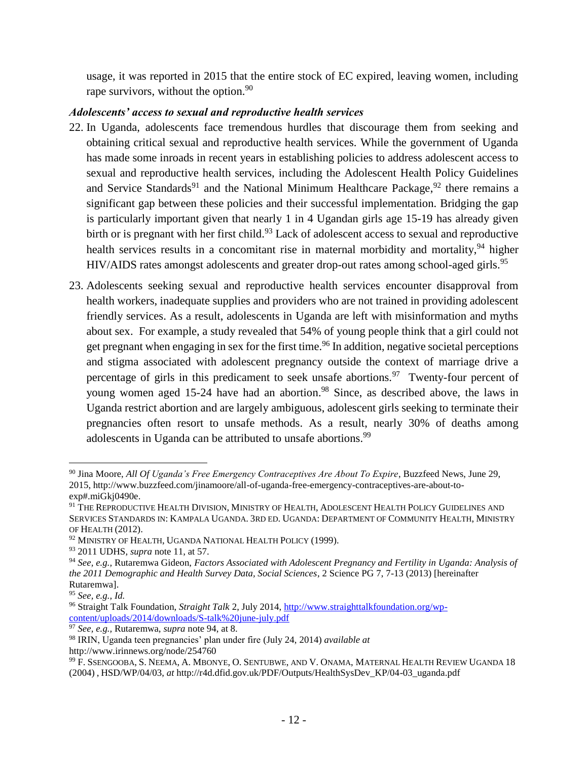usage, it was reported in 2015 that the entire stock of EC expired, leaving women, including rape survivors, without the option.[90]

***Adolescents' access to sexual and reproductive health services***

22. In Uganda, adolescents face tremendous hurdles that discourage them from seeking and obtaining critical sexual and reproductive health services. While the government of Uganda has made some inroads in recent years in establishing policies to address adolescent access to sexual and reproductive health services, including the Adolescent Health Policy Guidelines and Service Standards[91] and the National Minimum Healthcare Package,[92] there remains a significant gap between these policies and their successful implementation. Bridging the gap is particularly important given that nearly 1 in 4 Ugandan girls age 15-19 has already given birth or is pregnant with her first child.[93] Lack of adolescent access to sexual and reproductive health services results in a concomitant rise in maternal morbidity and mortality,[94] higher HIV/AIDS rates amongst adolescents and greater drop-out rates among school-aged girls.[95]

23. Adolescents seeking sexual and reproductive health services encounter disapproval from health workers, inadequate supplies and providers who are not trained in providing adolescent friendly services. As a result, adolescents in Uganda are left with misinformation and myths about sex. For example, a study revealed that 54% of young people think that a girl could not get pregnant when engaging in sex for the first time.[96] In addition, negative societal perceptions and stigma associated with adolescent pregnancy outside the context of marriage drive a percentage of girls in this predicament to seek unsafe abortions.[97] Twenty-four percent of young women aged 15-24 have had an abortion.[98] Since, as described above, the laws in Uganda restrict abortion and are largely ambiguous, adolescent girls seeking to terminate their pregnancies often resort to unsafe methods. As a result, nearly 30% of deaths among adolescents in Uganda can be attributed to unsafe abortions.[99]

---

[90] Jina Moore, *All Of Uganda's Free Emergency Contraceptives Are About To Expire*, Buzzfeed News, June 29, 2015, http://www.buzzfeed.com/jinamoore/all-of-uganda-free-emergency-contraceptives-are-about-to-exp#.miGkj0490e.

[91] THE REPRODUCTIVE HEALTH DIVISION, MINISTRY OF HEALTH, ADOLESCENT HEALTH POLICY GUIDELINES AND SERVICES STANDARDS IN: KAMPALA UGANDA. 3RD ED. UGANDA: DEPARTMENT OF COMMUNITY HEALTH, MINISTRY OF HEALTH (2012).

[92] MINISTRY OF HEALTH, UGANDA NATIONAL HEALTH POLICY (1999).

[93] 2011 UDHS, *supra* note 11, at 57.

[94] *See, e.g.,* Rutaremwa Gideon, *Factors Associated with Adolescent Pregnancy and Fertility in Uganda: Analysis of the 2011 Demographic and Health Survey Data, Social Sciences*, 2 Science PG 7, 7-13 (2013) [hereinafter Rutaremwa].

[95] *See, e.g., Id.*

[96] Straight Talk Foundation, *Straight Talk* 2, July 2014, http://www.straighttalkfoundation.org/wp-content/uploads/2014/downloads/S-talk%20june-july.pdf

[97] *See, e.g.,* Rutaremwa, *supra* note 94, at 8.

[98] IRIN, Uganda teen pregnancies' plan under fire (July 24, 2014) *available at* http://www.irinnews.org/node/254760

[99] F. SSENGOOBA, S. NEEMA, A. MBONYE, O. SENTUBWE, AND V. ONAMA, MATERNAL HEALTH REVIEW UGANDA 18 (2004) , HSD/WP/04/03, *at* http://r4d.dfid.gov.uk/PDF/Outputs/HealthSysDev_KP/04-03_uganda.pdf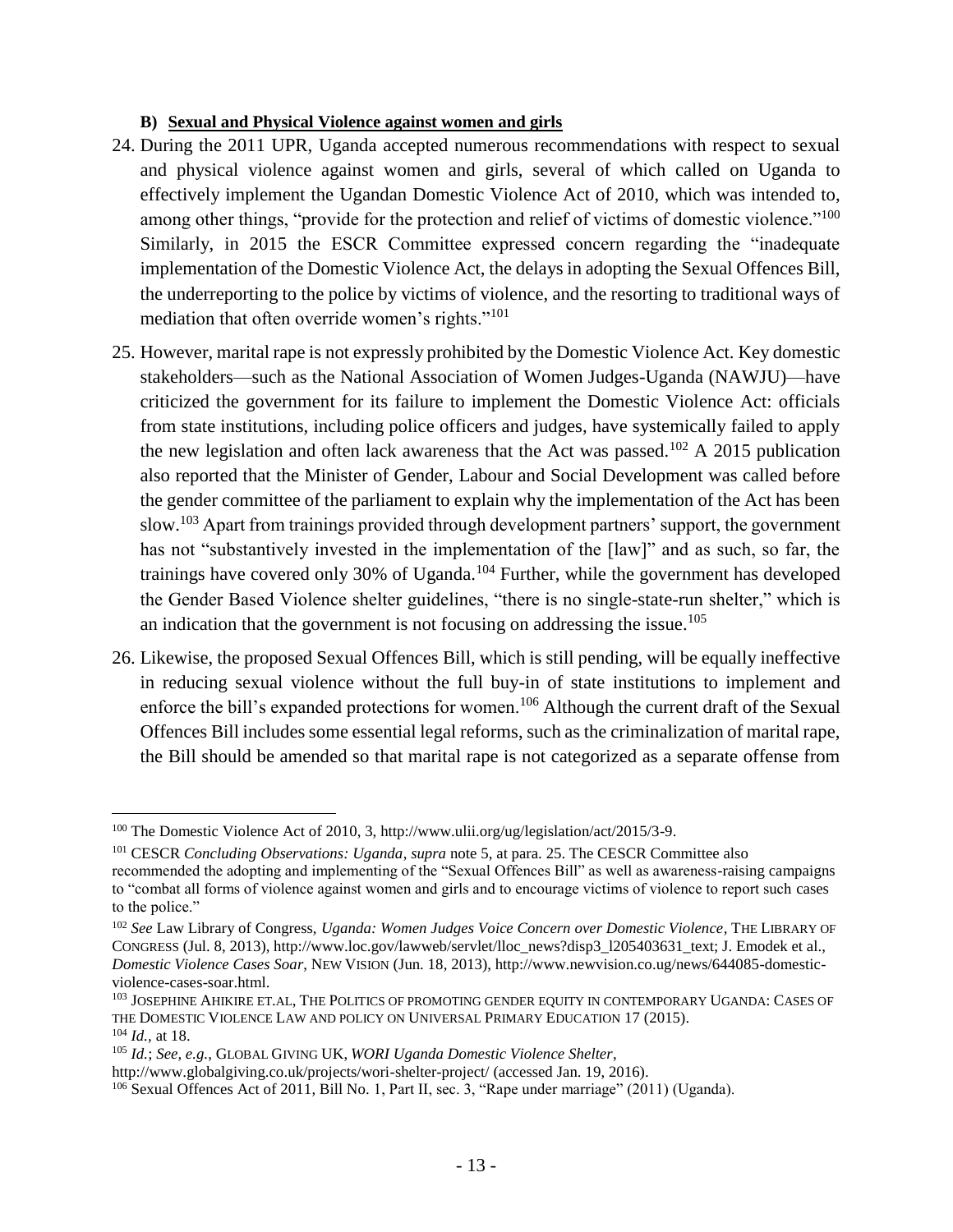### B) Sexual and Physical Violence against women and girls

24. During the 2011 UPR, Uganda accepted numerous recommendations with respect to sexual and physical violence against women and girls, several of which called on Uganda to effectively implement the Ugandan Domestic Violence Act of 2010, which was intended to, among other things, "provide for the protection and relief of victims of domestic violence."[100] Similarly, in 2015 the ESCR Committee expressed concern regarding the "inadequate implementation of the Domestic Violence Act, the delays in adopting the Sexual Offences Bill, the underreporting to the police by victims of violence, and the resorting to traditional ways of mediation that often override women's rights."[101]

25. However, marital rape is not expressly prohibited by the Domestic Violence Act. Key domestic stakeholders—such as the National Association of Women Judges-Uganda (NAWJU)—have criticized the government for its failure to implement the Domestic Violence Act: officials from state institutions, including police officers and judges, have systemically failed to apply the new legislation and often lack awareness that the Act was passed.[102] A 2015 publication also reported that the Minister of Gender, Labour and Social Development was called before the gender committee of the parliament to explain why the implementation of the Act has been slow.[103] Apart from trainings provided through development partners' support, the government has not "substantively invested in the implementation of the [law]" and as such, so far, the trainings have covered only 30% of Uganda.[104] Further, while the government has developed the Gender Based Violence shelter guidelines, "there is no single-state-run shelter," which is an indication that the government is not focusing on addressing the issue.[105]

26. Likewise, the proposed Sexual Offences Bill, which is still pending, will be equally ineffective in reducing sexual violence without the full buy-in of state institutions to implement and enforce the bill's expanded protections for women.[106] Although the current draft of the Sexual Offences Bill includes some essential legal reforms, such as the criminalization of marital rape, the Bill should be amended so that marital rape is not categorized as a separate offense from

---

[100] The Domestic Violence Act of 2010, 3, http://www.ulii.org/ug/legislation/act/2015/3-9.

[101] CESCR *Concluding Observations: Uganda*, *supra* note 5, at para. 25. The CESCR Committee also recommended the adopting and implementing of the "Sexual Offences Bill" as well as awareness-raising campaigns to "combat all forms of violence against women and girls and to encourage victims of violence to report such cases to the police."

[102] *See* Law Library of Congress, *Uganda: Women Judges Voice Concern over Domestic Violence*, THE LIBRARY OF CONGRESS (Jul. 8, 2013), http://www.loc.gov/lawweb/servlet/lloc_news?disp3_l205403631_text; J. Emodek et al., *Domestic Violence Cases Soar*, NEW VISION (Jun. 18, 2013), http://www.newvision.co.ug/news/644085-domestic-violence-cases-soar.html.

[103] JOSEPHINE AHIKIRE ET.AL, THE POLITICS OF PROMOTING GENDER EQUITY IN CONTEMPORARY UGANDA: CASES OF THE DOMESTIC VIOLENCE LAW AND POLICY ON UNIVERSAL PRIMARY EDUCATION 17 (2015).

[104] *Id.*, at 18.

[105] *Id.*; *See, e.g.*, GLOBAL GIVING UK, *WORI Uganda Domestic Violence Shelter*, http://www.globalgiving.co.uk/projects/wori-shelter-project/ (accessed Jan. 19, 2016).

[106] Sexual Offences Act of 2011, Bill No. 1, Part II, sec. 3, "Rape under marriage" (2011) (Uganda).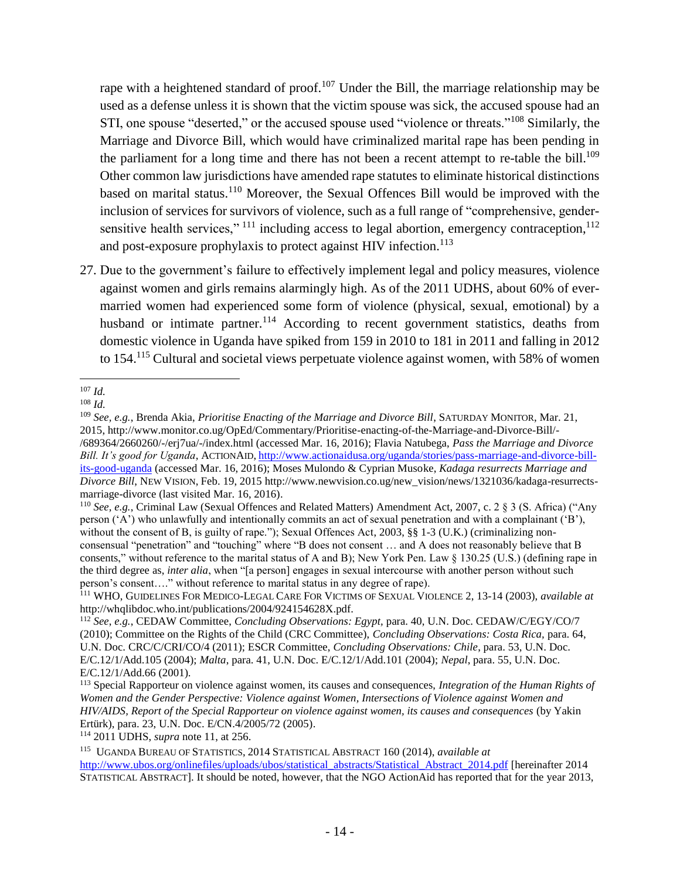rape with a heightened standard of proof.[107] Under the Bill, the marriage relationship may be used as a defense unless it is shown that the victim spouse was sick, the accused spouse had an STI, one spouse "deserted," or the accused spouse used "violence or threats."[108] Similarly, the Marriage and Divorce Bill, which would have criminalized marital rape has been pending in the parliament for a long time and there has not been a recent attempt to re-table the bill.[109] Other common law jurisdictions have amended rape statutes to eliminate historical distinctions based on marital status.[110] Moreover, the Sexual Offences Bill would be improved with the inclusion of services for survivors of violence, such as a full range of "comprehensive, gender-sensitive health services," [111] including access to legal abortion, emergency contraception,[112] and post-exposure prophylaxis to protect against HIV infection.[113]

27. Due to the government's failure to effectively implement legal and policy measures, violence against women and girls remains alarmingly high. As of the 2011 UDHS, about 60% of ever-married women had experienced some form of violence (physical, sexual, emotional) by a husband or intimate partner.[114] According to recent government statistics, deaths from domestic violence in Uganda have spiked from 159 in 2010 to 181 in 2011 and falling in 2012 to 154.[115] Cultural and societal views perpetuate violence against women, with 58% of women

---

[107] *Id.*

[108] *Id.*

[109] *See, e.g.*, Brenda Akia, *Prioritise Enacting of the Marriage and Divorce Bill*, SATURDAY MONITOR, Mar. 21, 2015, http://www.monitor.co.ug/OpEd/Commentary/Prioritise-enacting-of-the-Marriage-and-Divorce-Bill/-/689364/2660260/-/erj7ua/-/index.html (accessed Mar. 16, 2016); Flavia Natubega, *Pass the Marriage and Divorce Bill. It's good for Uganda*, ACTIONAID, http://www.actionaidusa.org/uganda/stories/pass-marriage-and-divorce-bill-its-good-uganda (accessed Mar. 16, 2016); Moses Mulondo & Cyprian Musoke, *Kadaga resurrects Marriage and Divorce Bill*, NEW VISION, Feb. 19, 2015 http://www.newvision.co.ug/new_vision/news/1321036/kadaga-resurrects-marriage-divorce (last visited Mar. 16, 2016).

[110] *See, e.g.*, Criminal Law (Sexual Offences and Related Matters) Amendment Act, 2007, c. 2 § 3 (S. Africa) ("Any person ('A') who unlawfully and intentionally commits an act of sexual penetration and with a complainant ('B'), without the consent of B, is guilty of rape."); Sexual Offences Act, 2003, §§ 1-3 (U.K.) (criminalizing non-consensual "penetration" and "touching" where "B does not consent … and A does not reasonably believe that B consents," without reference to the marital status of A and B); New York Pen. Law § 130.25 (U.S.) (defining rape in the third degree as, *inter alia*, when "[a person] engages in sexual intercourse with another person without such person's consent…." without reference to marital status in any degree of rape).

[111] WHO, GUIDELINES FOR MEDICO-LEGAL CARE FOR VICTIMS OF SEXUAL VIOLENCE 2, 13-14 (2003), *available at* http://whqlibdoc.who.int/publications/2004/924154628X.pdf.

[112] *See, e.g.*, CEDAW Committee, *Concluding Observations: Egypt*, para. 40, U.N. Doc. CEDAW/C/EGY/CO/7 (2010); Committee on the Rights of the Child (CRC Committee), *Concluding Observations: Costa Rica*, para. 64, U.N. Doc. CRC/C/CRI/CO/4 (2011); ESCR Committee, *Concluding Observations: Chile*, para. 53, U.N. Doc. E/C.12/1/Add.105 (2004); *Malta*, para. 41, U.N. Doc. E/C.12/1/Add.101 (2004); *Nepal*, para. 55, U.N. Doc. E/C.12/1/Add.66 (2001).

[113] Special Rapporteur on violence against women, its causes and consequences, *Integration of the Human Rights of Women and the Gender Perspective: Violence against Women, Intersections of Violence against Women and HIV/AIDS, Report of the Special Rapporteur on violence against women, its causes and consequences* (by Yakin Ertürk), para. 23, U.N. Doc. E/CN.4/2005/72 (2005).

[114] 2011 UDHS, *supra* note 11, at 256.

[115] UGANDA BUREAU OF STATISTICS, 2014 STATISTICAL ABSTRACT 160 (2014), *available at* http://www.ubos.org/onlinefiles/uploads/ubos/statistical_abstracts/Statistical_Abstract_2014.pdf [hereinafter 2014 STATISTICAL ABSTRACT]. It should be noted, however, that the NGO ActionAid has reported that for the year 2013,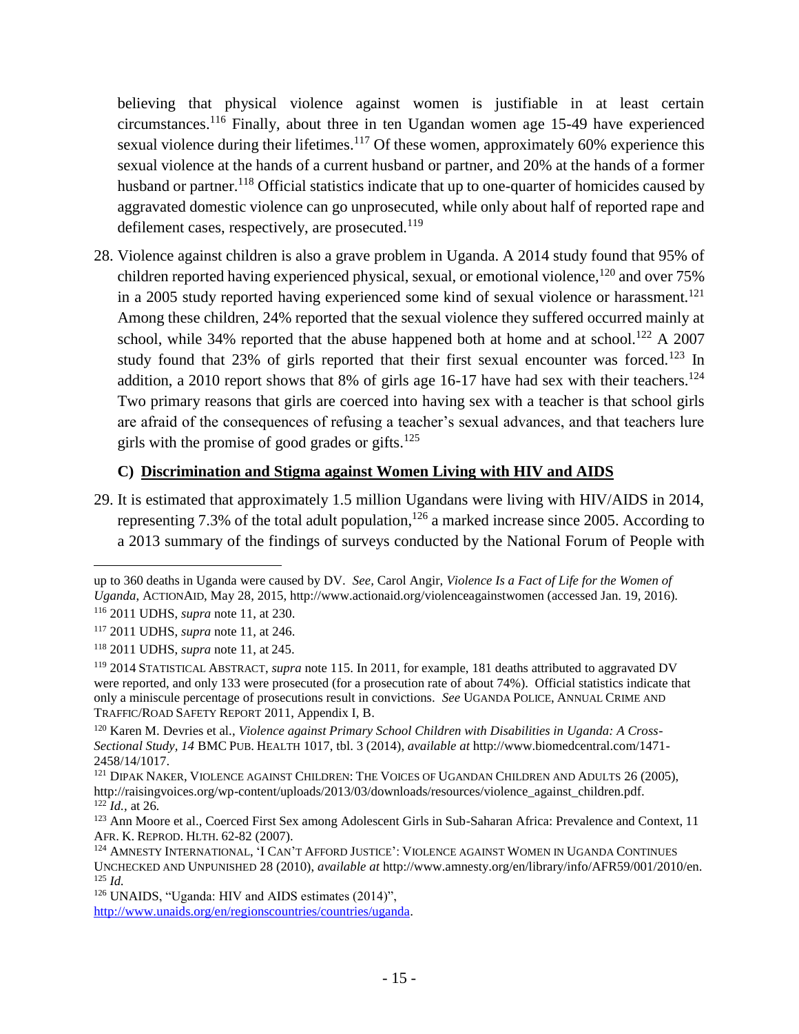believing that physical violence against women is justifiable in at least certain circumstances.[116] Finally, about three in ten Ugandan women age 15-49 have experienced sexual violence during their lifetimes.[117] Of these women, approximately 60% experience this sexual violence at the hands of a current husband or partner, and 20% at the hands of a former husband or partner.[118] Official statistics indicate that up to one-quarter of homicides caused by aggravated domestic violence can go unprosecuted, while only about half of reported rape and defilement cases, respectively, are prosecuted.[119]

28. Violence against children is also a grave problem in Uganda. A 2014 study found that 95% of children reported having experienced physical, sexual, or emotional violence,[120] and over 75% in a 2005 study reported having experienced some kind of sexual violence or harassment.[121] Among these children, 24% reported that the sexual violence they suffered occurred mainly at school, while 34% reported that the abuse happened both at home and at school.[122] A 2007 study found that 23% of girls reported that their first sexual encounter was forced.[123] In addition, a 2010 report shows that 8% of girls age 16-17 have had sex with their teachers.[124] Two primary reasons that girls are coerced into having sex with a teacher is that school girls are afraid of the consequences of refusing a teacher's sexual advances, and that teachers lure girls with the promise of good grades or gifts.[125]

### C) Discrimination and Stigma against Women Living with HIV and AIDS

29. It is estimated that approximately 1.5 million Ugandans were living with HIV/AIDS in 2014, representing 7.3% of the total adult population,[126] a marked increase since 2005. According to a 2013 summary of the findings of surveys conducted by the National Forum of People with

---

up to 360 deaths in Uganda were caused by DV. *See,* Carol Angir*, Violence Is a Fact of Life for the Women of Uganda*, ACTIONAID, May 28, 2015, http://www.actionaid.org/violenceagainstwomen (accessed Jan. 19, 2016).

[116] 2011 UDHS, *supra* note 11, at 230.

[117] 2011 UDHS, *supra* note 11, at 246.

[118] 2011 UDHS, *supra* note 11, at 245.

[119] 2014 STATISTICAL ABSTRACT, *supra* note 115. In 2011, for example, 181 deaths attributed to aggravated DV were reported, and only 133 were prosecuted (for a prosecution rate of about 74%). Official statistics indicate that only a miniscule percentage of prosecutions result in convictions. *See* UGANDA POLICE, ANNUAL CRIME AND TRAFFIC/ROAD SAFETY REPORT 2011, Appendix I, B.

[120] Karen M. Devries et al., *Violence against Primary School Children with Disabilities in Uganda: A Cross-Sectional Study, 14* BMC PUB. HEALTH 1017, tbl. 3 (2014), *available at* http://www.biomedcentral.com/1471-2458/14/1017.

[121] DIPAK NAKER, VIOLENCE AGAINST CHILDREN: THE VOICES OF UGANDAN CHILDREN AND ADULTS 26 (2005), http://raisingvoices.org/wp-content/uploads/2013/03/downloads/resources/violence_against_children.pdf.

[122] *Id.*, at 26.

[123] Ann Moore et al., Coerced First Sex among Adolescent Girls in Sub-Saharan Africa: Prevalence and Context, 11 AFR. K. REPROD. HLTH. 62-82 (2007).

[124] AMNESTY INTERNATIONAL, 'I CAN'T AFFORD JUSTICE': VIOLENCE AGAINST WOMEN IN UGANDA CONTINUES UNCHECKED AND UNPUNISHED 28 (2010), *available at* http://www.amnesty.org/en/library/info/AFR59/001/2010/en.

[125] *Id.*

[126] UNAIDS, "Uganda: HIV and AIDS estimates (2014)", http://www.unaids.org/en/regionscountries/countries/uganda.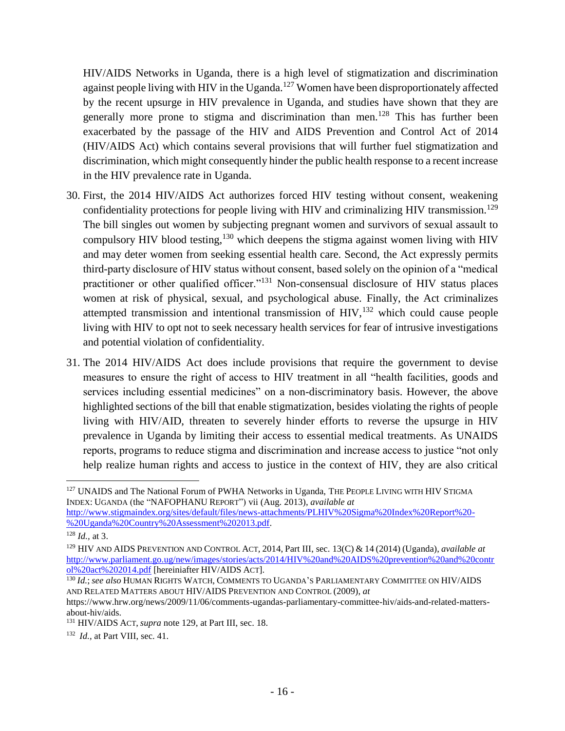HIV/AIDS Networks in Uganda, there is a high level of stigmatization and discrimination against people living with HIV in the Uganda.[127] Women have been disproportionately affected by the recent upsurge in HIV prevalence in Uganda, and studies have shown that they are generally more prone to stigma and discrimination than men.[128] This has further been exacerbated by the passage of the HIV and AIDS Prevention and Control Act of 2014 (HIV/AIDS Act) which contains several provisions that will further fuel stigmatization and discrimination, which might consequently hinder the public health response to a recent increase in the HIV prevalence rate in Uganda.

30. First, the 2014 HIV/AIDS Act authorizes forced HIV testing without consent, weakening confidentiality protections for people living with HIV and criminalizing HIV transmission.[129] The bill singles out women by subjecting pregnant women and survivors of sexual assault to compulsory HIV blood testing,[130] which deepens the stigma against women living with HIV and may deter women from seeking essential health care. Second, the Act expressly permits third-party disclosure of HIV status without consent, based solely on the opinion of a "medical practitioner or other qualified officer."[131] Non-consensual disclosure of HIV status places women at risk of physical, sexual, and psychological abuse. Finally, the Act criminalizes attempted transmission and intentional transmission of HIV,[132] which could cause people living with HIV to opt not to seek necessary health services for fear of intrusive investigations and potential violation of confidentiality.

31. The 2014 HIV/AIDS Act does include provisions that require the government to devise measures to ensure the right of access to HIV treatment in all "health facilities, goods and services including essential medicines" on a non-discriminatory basis. However, the above highlighted sections of the bill that enable stigmatization, besides violating the rights of people living with HIV/AID, threaten to severely hinder efforts to reverse the upsurge in HIV prevalence in Uganda by limiting their access to essential medical treatments. As UNAIDS reports, programs to reduce stigma and discrimination and increase access to justice "not only help realize human rights and access to justice in the context of HIV, they are also critical

---

[127] UNAIDS and The National Forum of PWHA Networks in Uganda, THE PEOPLE LIVING WITH HIV STIGMA INDEX: UGANDA (the "NAFOPHANU REPORT") vii (Aug. 2013), *available at* http://www.stigmaindex.org/sites/default/files/news-attachments/PLHIV%20Sigma%20Index%20Report%20-%20Uganda%20Country%20Assessment%202013.pdf.

[128] *Id.*, at 3.

[129] HIV AND AIDS PREVENTION AND CONTROL ACT, 2014, Part III, sec. 13(C) & 14 (2014) (Uganda), *available at* http://www.parliament.go.ug/new/images/stories/acts/2014/HIV%20and%20AIDS%20prevention%20and%20control%20act%202014.pdf [hereiniafter HIV/AIDS ACT].

[130] *Id.*; *see also* HUMAN RIGHTS WATCH, COMMENTS TO UGANDA'S PARLIAMENTARY COMMITTEE ON HIV/AIDS AND RELATED MATTERS ABOUT HIV/AIDS PREVENTION AND CONTROL (2009), *at* https://www.hrw.org/news/2009/11/06/comments-ugandas-parliamentary-committee-hiv/aids-and-related-matters-about-hiv/aids.

[131] HIV/AIDS ACT, *supra* note 129, at Part III, sec. 18.

[132] *Id.*, at Part VIII, sec. 41.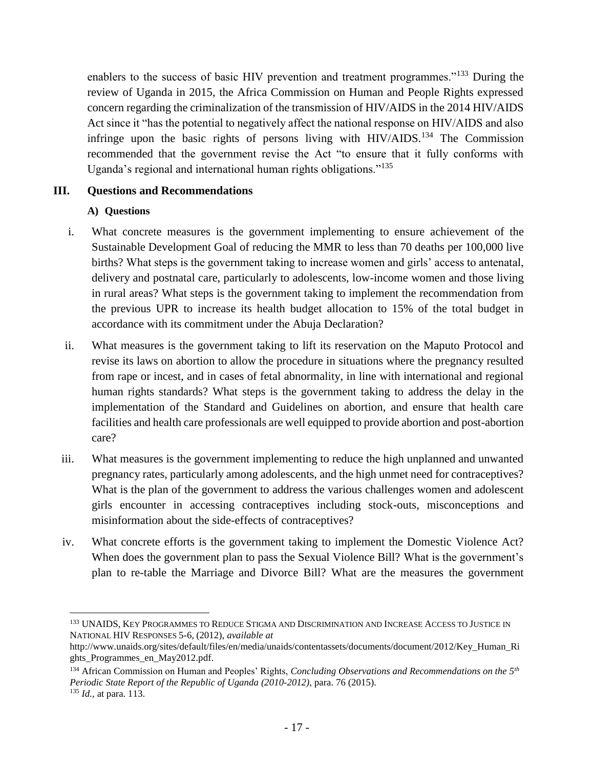enablers to the success of basic HIV prevention and treatment programmes."[133] During the review of Uganda in 2015, the Africa Commission on Human and People Rights expressed concern regarding the criminalization of the transmission of HIV/AIDS in the 2014 HIV/AIDS Act since it "has the potential to negatively affect the national response on HIV/AIDS and also infringe upon the basic rights of persons living with HIV/AIDS.[134] The Commission recommended that the government revise the Act "to ensure that it fully conforms with Uganda's regional and international human rights obligations."[135]

## III. Questions and Recommendations

### A) Questions

i. What concrete measures is the government implementing to ensure achievement of the Sustainable Development Goal of reducing the MMR to less than 70 deaths per 100,000 live births? What steps is the government taking to increase women and girls' access to antenatal, delivery and postnatal care, particularly to adolescents, low-income women and those living in rural areas? What steps is the government taking to implement the recommendation from the previous UPR to increase its health budget allocation to 15% of the total budget in accordance with its commitment under the Abuja Declaration?

ii. What measures is the government taking to lift its reservation on the Maputo Protocol and revise its laws on abortion to allow the procedure in situations where the pregnancy resulted from rape or incest, and in cases of fetal abnormality, in line with international and regional human rights standards? What steps is the government taking to address the delay in the implementation of the Standard and Guidelines on abortion, and ensure that health care facilities and health care professionals are well equipped to provide abortion and post-abortion care?

iii. What measures is the government implementing to reduce the high unplanned and unwanted pregnancy rates, particularly among adolescents, and the high unmet need for contraceptives? What is the plan of the government to address the various challenges women and adolescent girls encounter in accessing contraceptives including stock-outs, misconceptions and misinformation about the side-effects of contraceptives?

iv. What concrete efforts is the government taking to implement the Domestic Violence Act? When does the government plan to pass the Sexual Violence Bill? What is the government's plan to re-table the Marriage and Divorce Bill? What are the measures the government

---

[133] UNAIDS, KEY PROGRAMMES TO REDUCE STIGMA AND DISCRIMINATION AND INCREASE ACCESS TO JUSTICE IN NATIONAL HIV RESPONSES 5-6, (2012), *available at* http://www.unaids.org/sites/default/files/en/media/unaids/contentassets/documents/document/2012/Key_Human_Rights_Programmes_en_May2012.pdf.

[134] African Commission on Human and Peoples' Rights, *Concluding Observations and Recommendations on the 5th Periodic State Report of the Republic of Uganda (2010-2012)*, para. 76 (2015).

[135] *Id.*, at para. 113.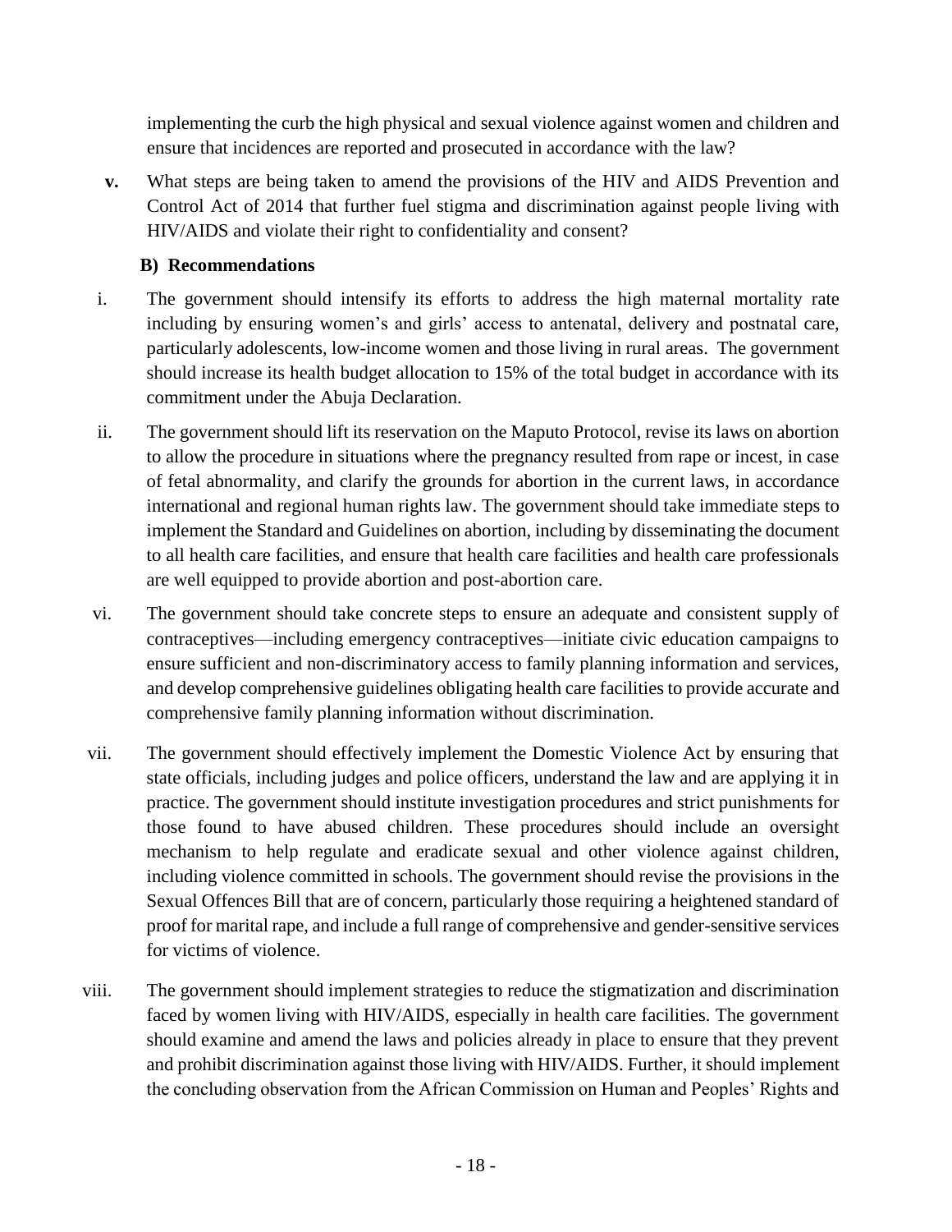implementing the curb the high physical and sexual violence against women and children and ensure that incidences are reported and prosecuted in accordance with the law?

**v.** What steps are being taken to amend the provisions of the HIV and AIDS Prevention and Control Act of 2014 that further fuel stigma and discrimination against people living with HIV/AIDS and violate their right to confidentiality and consent?

**B) Recommendations**

i. The government should intensify its efforts to address the high maternal mortality rate including by ensuring women's and girls' access to antenatal, delivery and postnatal care, particularly adolescents, low-income women and those living in rural areas. The government should increase its health budget allocation to 15% of the total budget in accordance with its commitment under the Abuja Declaration.

ii. The government should lift its reservation on the Maputo Protocol, revise its laws on abortion to allow the procedure in situations where the pregnancy resulted from rape or incest, in case of fetal abnormality, and clarify the grounds for abortion in the current laws, in accordance international and regional human rights law. The government should take immediate steps to implement the Standard and Guidelines on abortion, including by disseminating the document to all health care facilities, and ensure that health care facilities and health care professionals are well equipped to provide abortion and post-abortion care.

vi. The government should take concrete steps to ensure an adequate and consistent supply of contraceptives—including emergency contraceptives—initiate civic education campaigns to ensure sufficient and non-discriminatory access to family planning information and services, and develop comprehensive guidelines obligating health care facilities to provide accurate and comprehensive family planning information without discrimination.

vii. The government should effectively implement the Domestic Violence Act by ensuring that state officials, including judges and police officers, understand the law and are applying it in practice. The government should institute investigation procedures and strict punishments for those found to have abused children. These procedures should include an oversight mechanism to help regulate and eradicate sexual and other violence against children, including violence committed in schools. The government should revise the provisions in the Sexual Offences Bill that are of concern, particularly those requiring a heightened standard of proof for marital rape, and include a full range of comprehensive and gender-sensitive services for victims of violence.

viii. The government should implement strategies to reduce the stigmatization and discrimination faced by women living with HIV/AIDS, especially in health care facilities. The government should examine and amend the laws and policies already in place to ensure that they prevent and prohibit discrimination against those living with HIV/AIDS. Further, it should implement the concluding observation from the African Commission on Human and Peoples' Rights and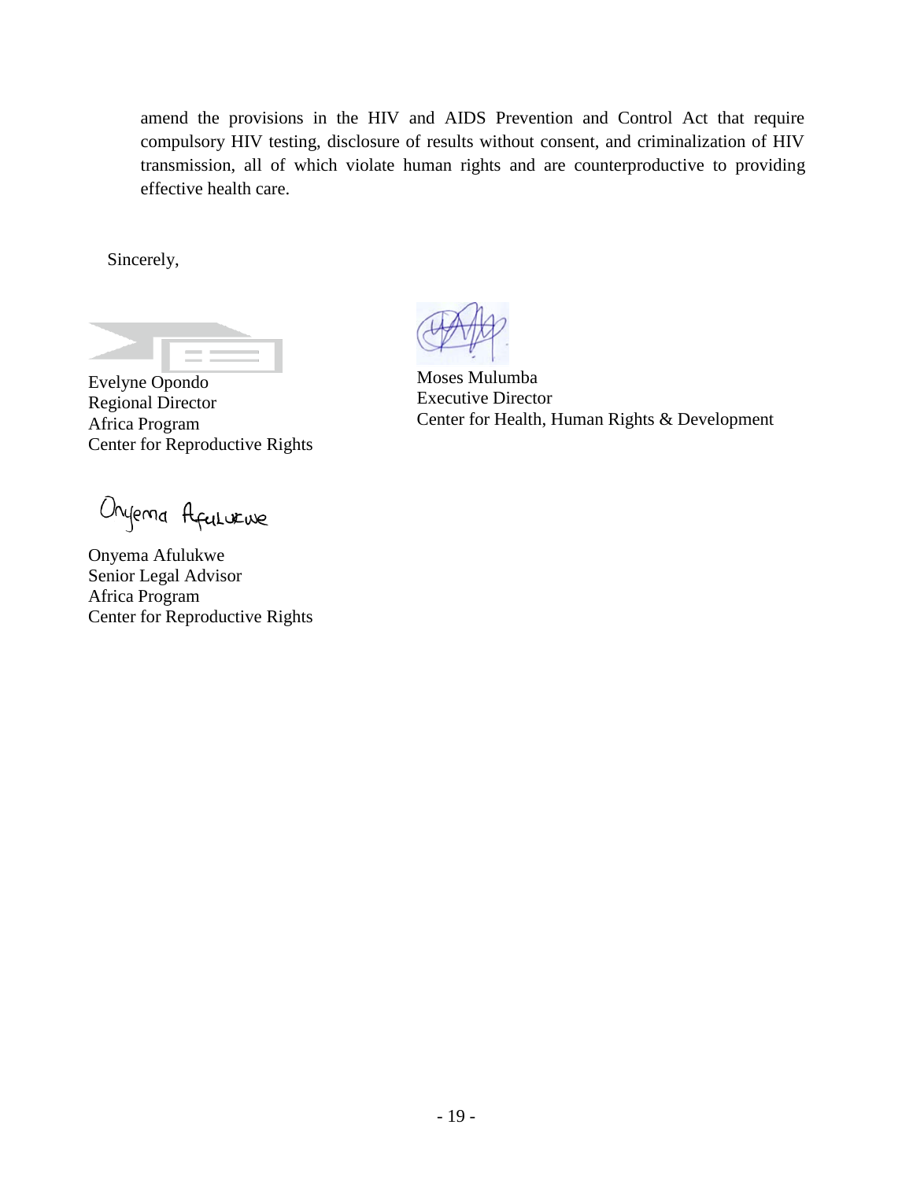amend the provisions in the HIV and AIDS Prevention and Control Act that require compulsory HIV testing, disclosure of results without consent, and criminalization of HIV transmission, all of which violate human rights and are counterproductive to providing effective health care.

Sincerely,

Evelyne Opondo
Regional Director
Africa Program
Center for Reproductive Rights

Moses Mulumba
Executive Director
Center for Health, Human Rights & Development

Onyema Afulukwe

Onyema Afulukwe
Senior Legal Advisor
Africa Program
Center for Reproductive Rights